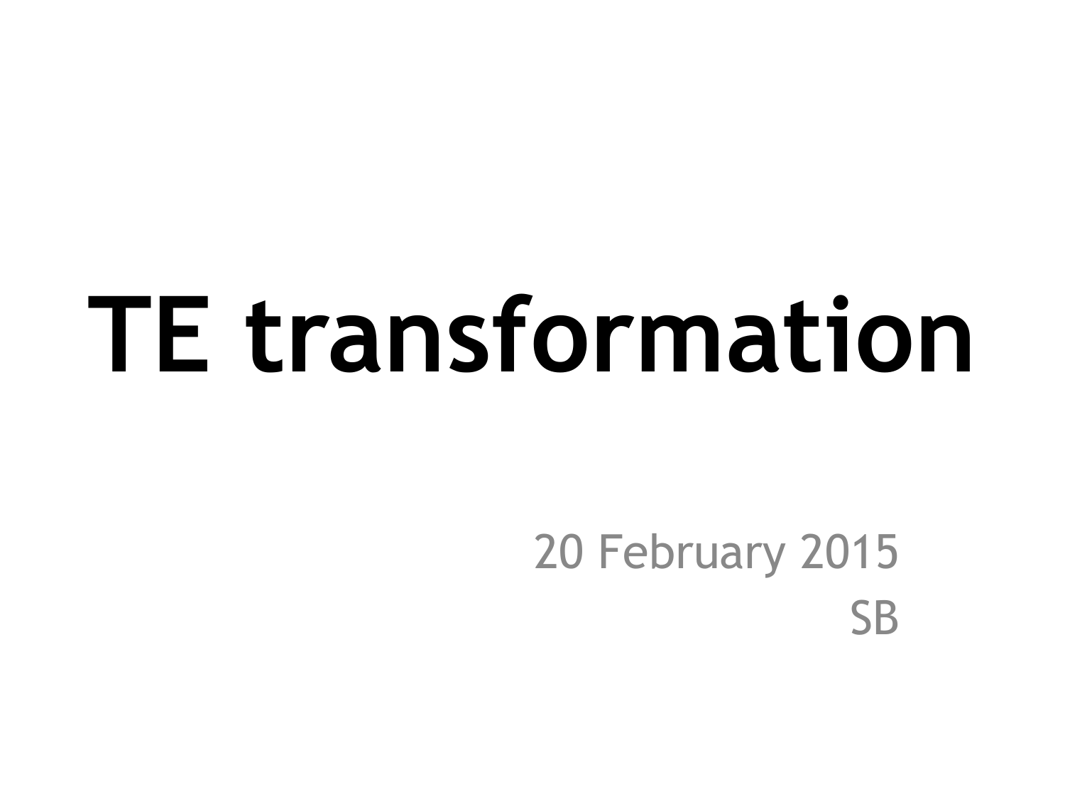# TE transformation

20 February 2015

SB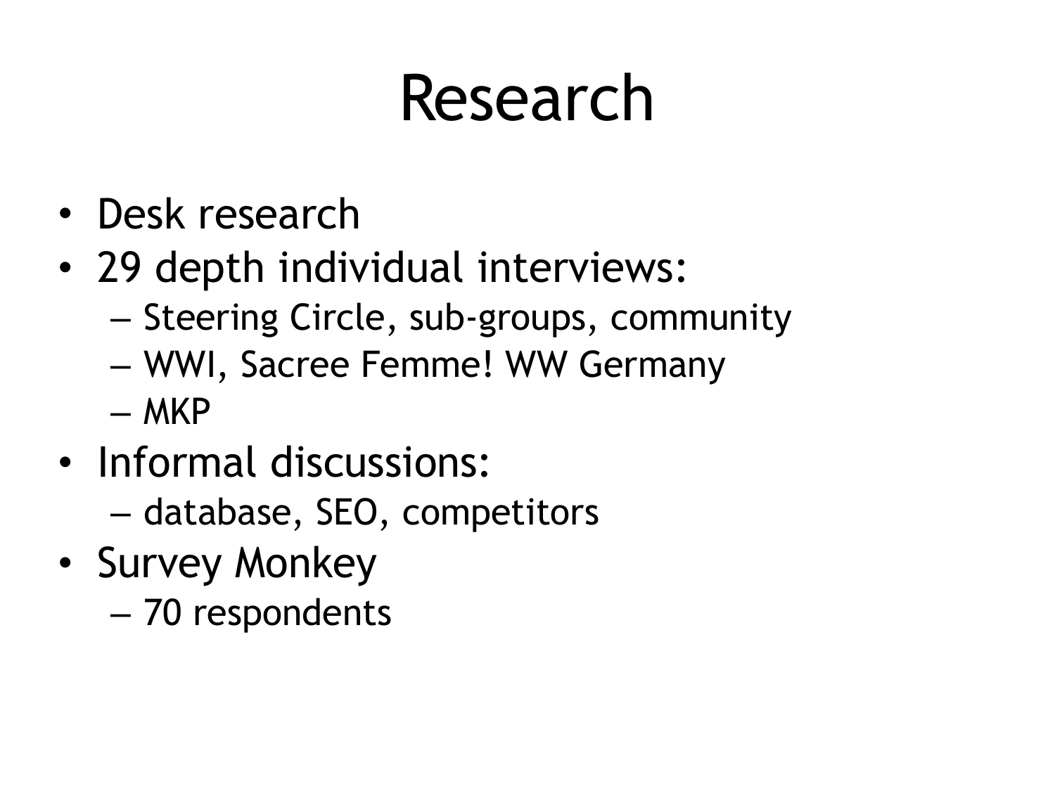# Research

- Desk research
- 29 depth individual interviews:
  - Steering Circle, sub-groups, community
  - WWI, Sacree Femme! WW Germany
  - MKP
- Informal discussions:
  - database, SEO, competitors
- Survey Monkey
  - 70 respondents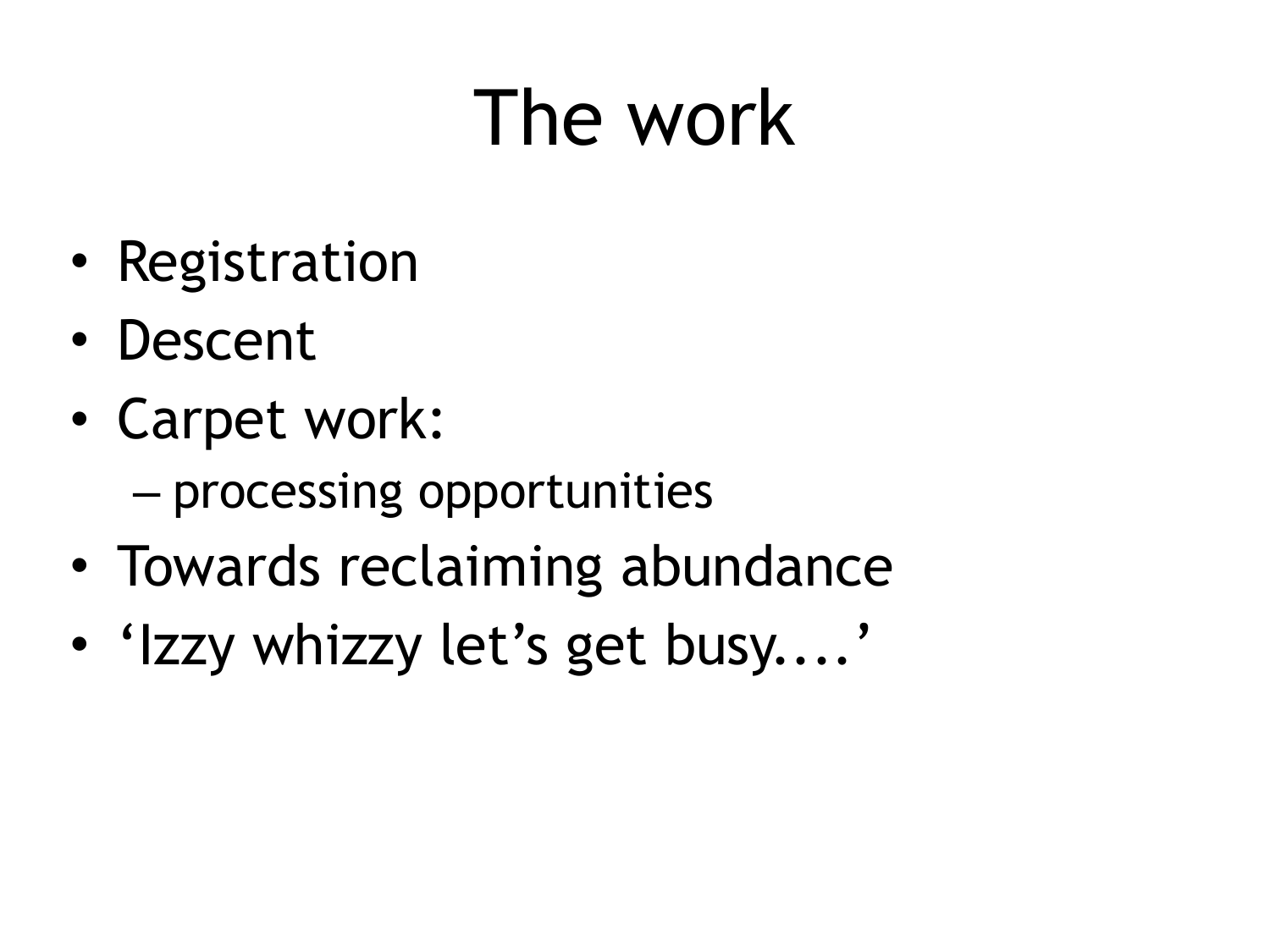# The work

- Registration
- Descent
- Carpet work:
  - processing opportunities
- Towards reclaiming abundance
- 'Izzy whizzy let's get busy....'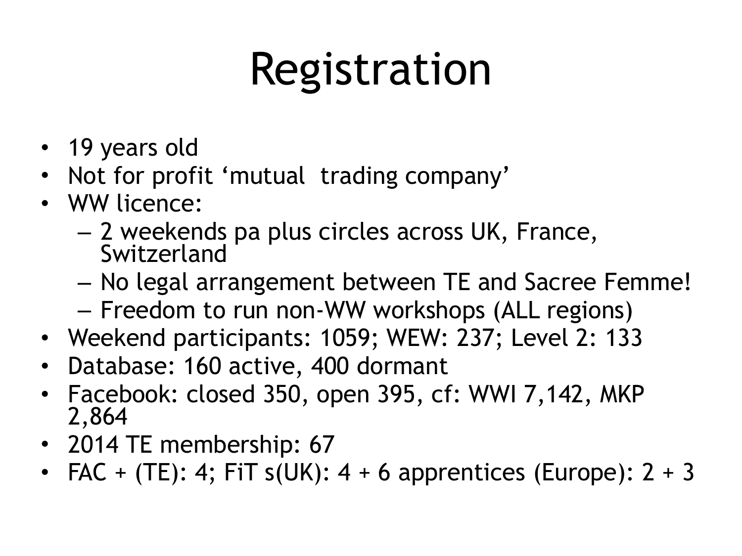# Registration

- 19 years old
- Not for profit 'mutual  trading company'
- WW licence:
  - 2 weekends pa plus circles across UK, France, Switzerland
  - No legal arrangement between TE and Sacree Femme!
  - Freedom to run non-WW workshops (ALL regions)
- Weekend participants: 1059; WEW: 237; Level 2: 133
- Database: 160 active, 400 dormant
- Facebook: closed 350, open 395, cf: WWI 7,142, MKP 2,864
- 2014 TE membership: 67
- FAC + (TE): 4; FiT s(UK): 4 + 6 apprentices (Europe): 2 + 3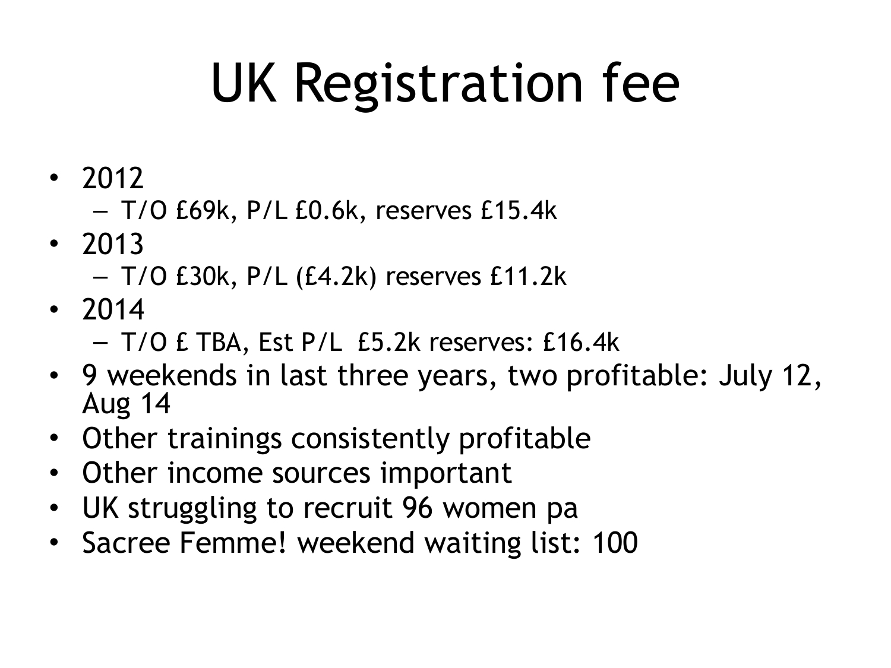# UK Registration fee

- 2012
  - T/O £69k, P/L £0.6k, reserves £15.4k
- 2013
  - T/O £30k, P/L (£4.2k) reserves £11.2k
- 2014
  - T/O £ TBA, Est P/L £5.2k reserves: £16.4k
- 9 weekends in last three years, two profitable: July 12, Aug 14
- Other trainings consistently profitable
- Other income sources important
- UK struggling to recruit 96 women pa
- Sacree Femme! weekend waiting list: 100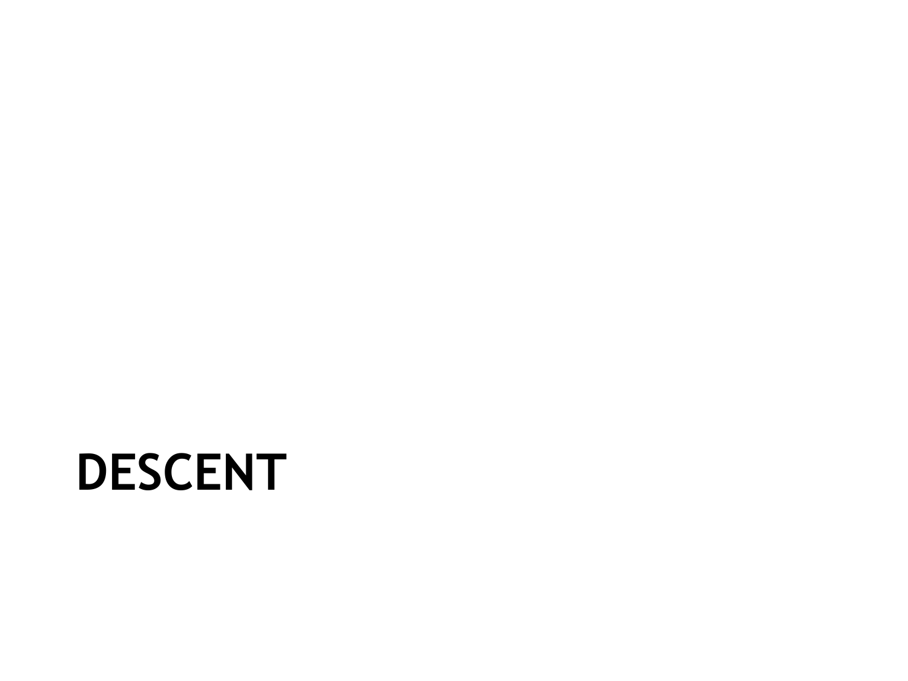# DESCENT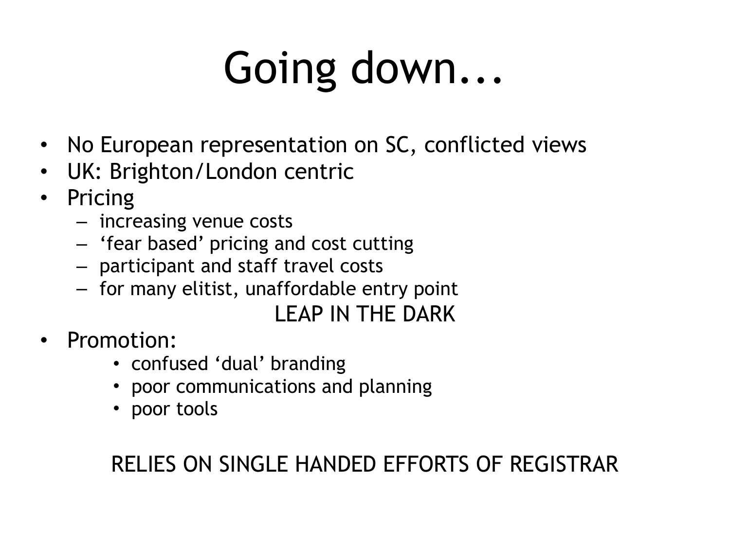# Going down...

- No European representation on SC, conflicted views
- UK: Brighton/London centric
- Pricing
  - increasing venue costs
  - 'fear based' pricing and cost cutting
  - participant and staff travel costs
  - for many elitist, unaffordable entry point

LEAP IN THE DARK

- Promotion:
  - confused 'dual' branding
  - poor communications and planning
  - poor tools

RELIES ON SINGLE HANDED EFFORTS OF REGISTRAR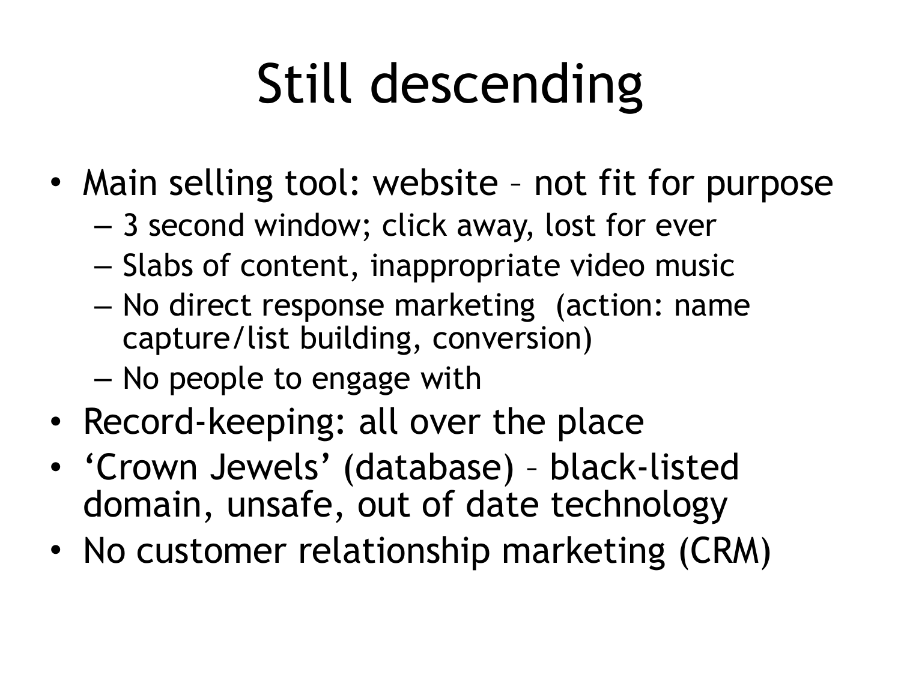# Still descending

- Main selling tool: website – not fit for purpose
  - 3 second window; click away, lost for ever
  - Slabs of content, inappropriate video music
  - No direct response marketing (action: name capture/list building, conversion)
  - No people to engage with
- Record-keeping: all over the place
- 'Crown Jewels' (database) – black-listed domain, unsafe, out of date technology
- No customer relationship marketing (CRM)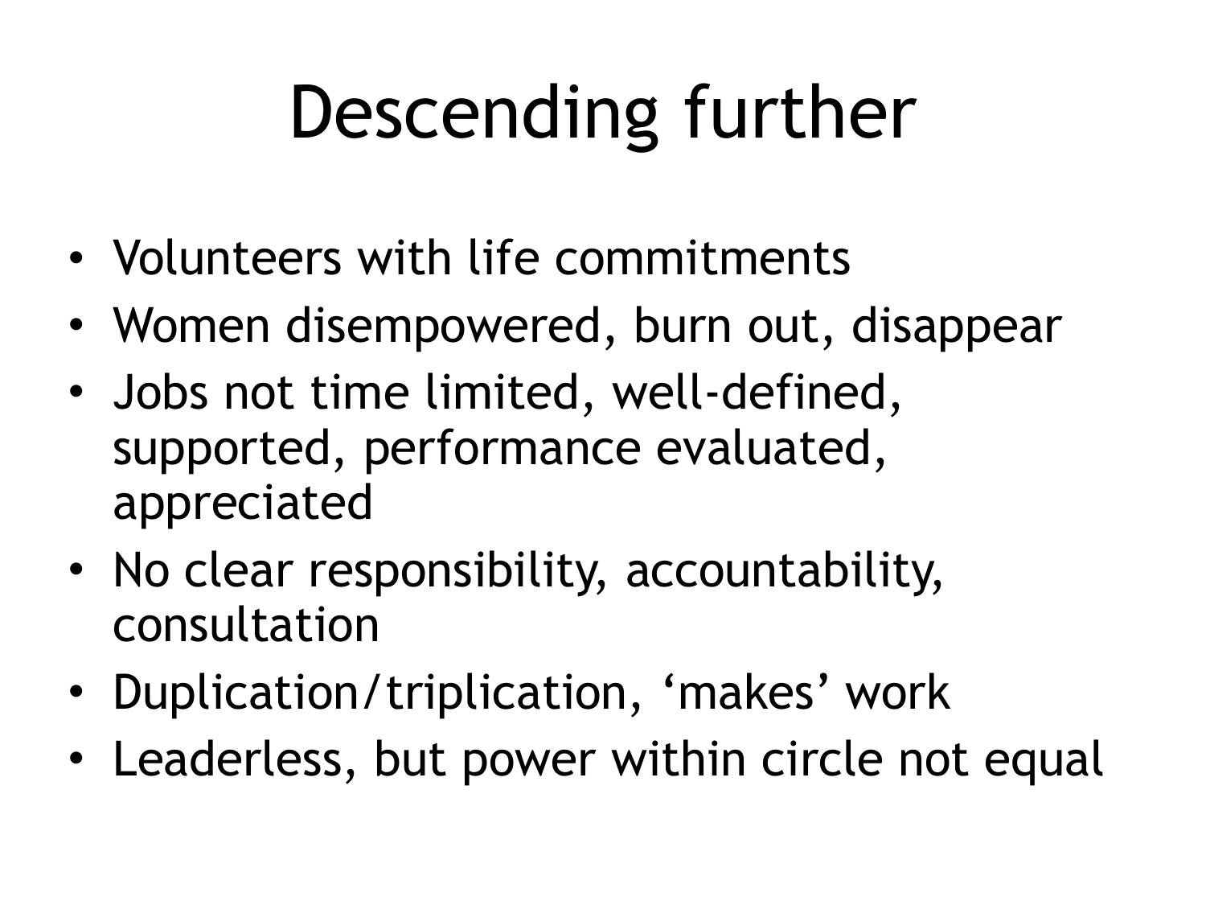# Descending further

- Volunteers with life commitments
- Women disempowered, burn out, disappear
- Jobs not time limited, well-defined, supported, performance evaluated, appreciated
- No clear responsibility, accountability, consultation
- Duplication/triplication, 'makes' work
- Leaderless, but power within circle not equal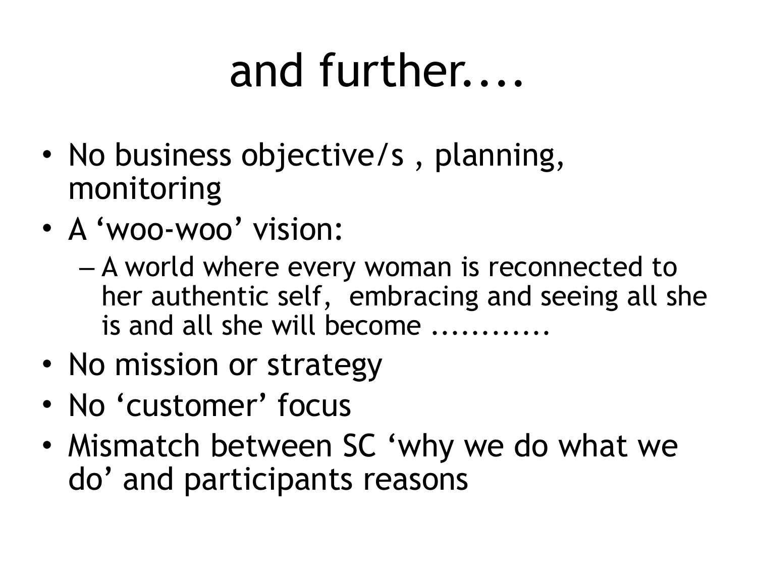# and further....

- No business objective/s , planning, monitoring
- A ‘woo-woo’ vision:
  - A world where every woman is reconnected to her authentic self,  embracing and seeing all she is and all she will become ............
- No mission or strategy
- No ‘customer’ focus
- Mismatch between SC ‘why we do what we do’ and participants reasons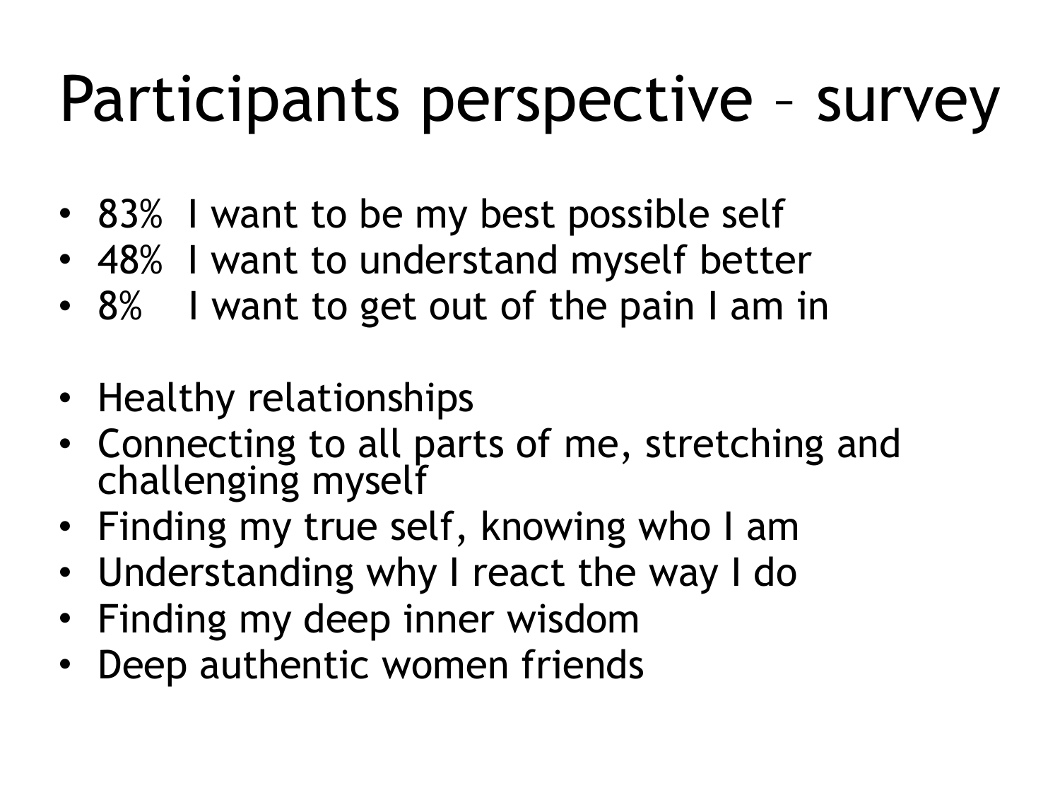# Participants perspective – survey

- 83% I want to be my best possible self
- 48% I want to understand myself better
- 8% I want to get out of the pain I am in

- Healthy relationships
- Connecting to all parts of me, stretching and challenging myself
- Finding my true self, knowing who I am
- Understanding why I react the way I do
- Finding my deep inner wisdom
- Deep authentic women friends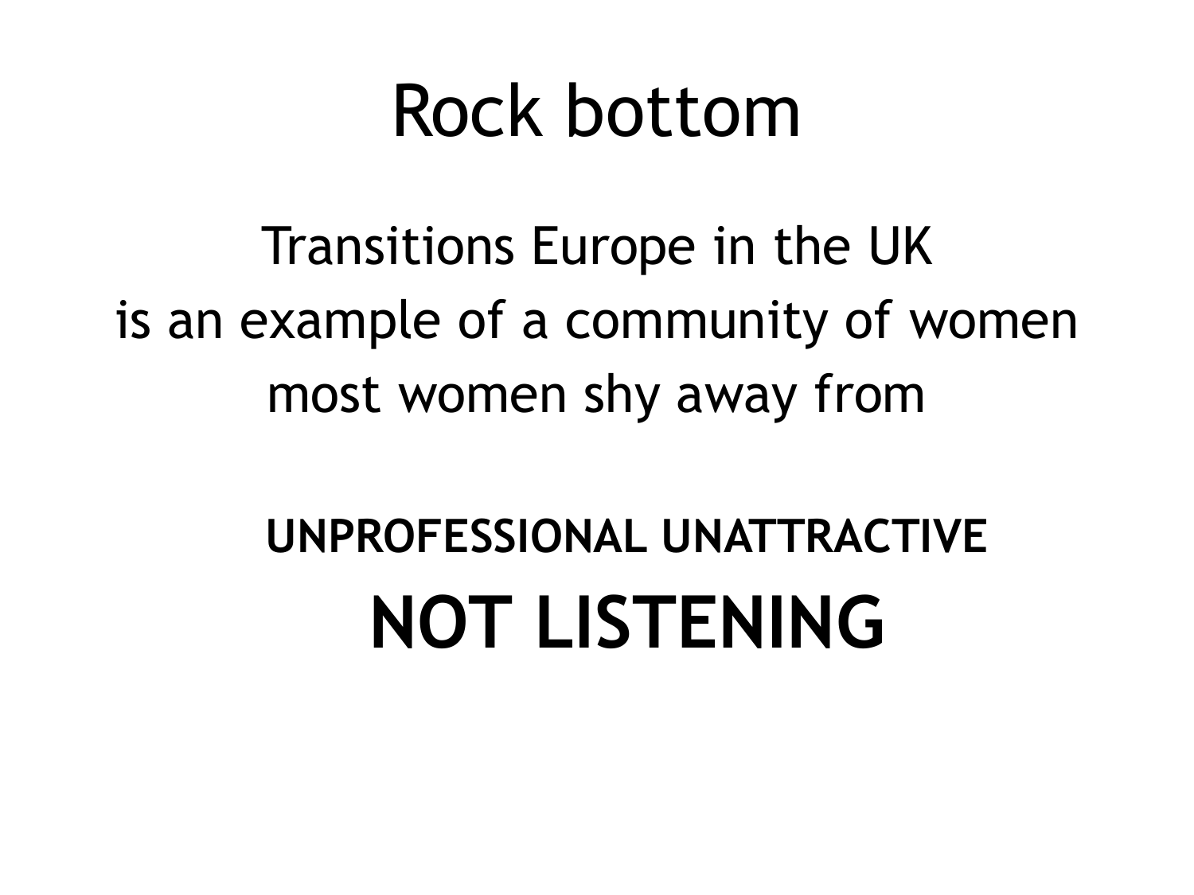# Rock bottom

Transitions Europe in the UK
is an example of a community of women
most women shy away from

**UNPROFESSIONAL UNATTRACTIVE**

**NOT LISTENING**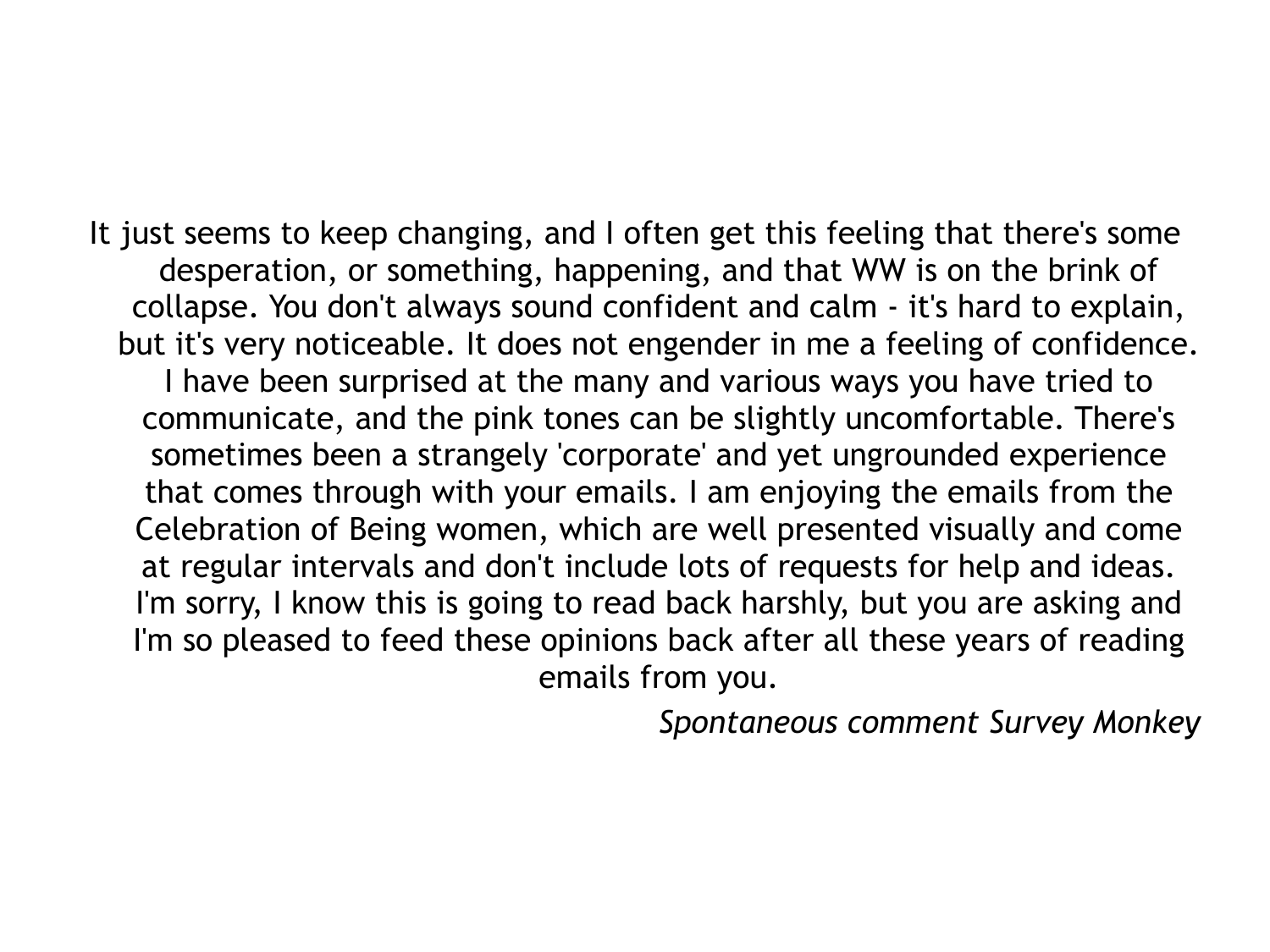It just seems to keep changing, and I often get this feeling that there's some desperation, or something, happening, and that WW is on the brink of collapse. You don't always sound confident and calm - it's hard to explain, but it's very noticeable. It does not engender in me a feeling of confidence. I have been surprised at the many and various ways you have tried to communicate, and the pink tones can be slightly uncomfortable. There's sometimes been a strangely 'corporate' and yet ungrounded experience that comes through with your emails. I am enjoying the emails from the Celebration of Being women, which are well presented visually and come at regular intervals and don't include lots of requests for help and ideas. I'm sorry, I know this is going to read back harshly, but you are asking and I'm so pleased to feed these opinions back after all these years of reading emails from you.

*Spontaneous comment Survey Monkey*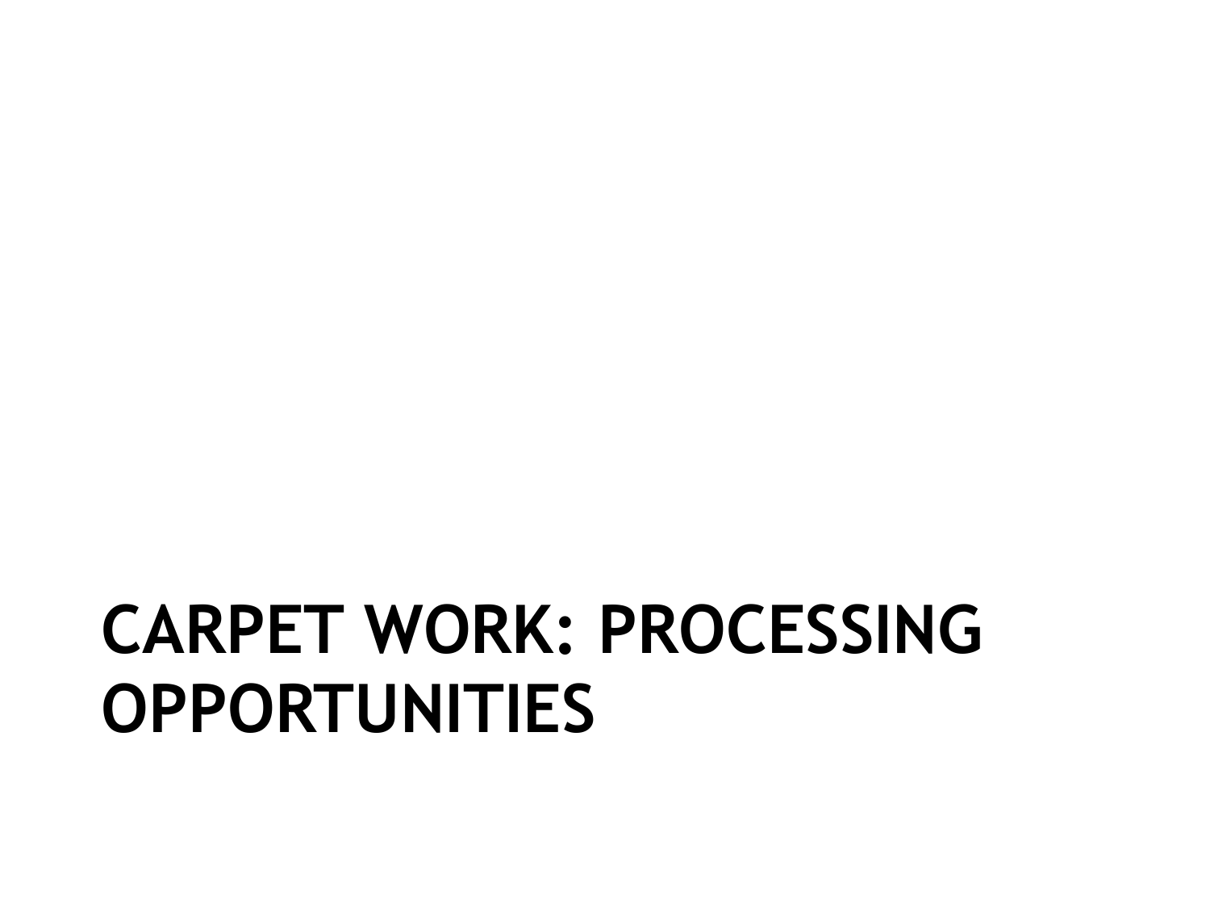# CARPET WORK: PROCESSING OPPORTUNITIES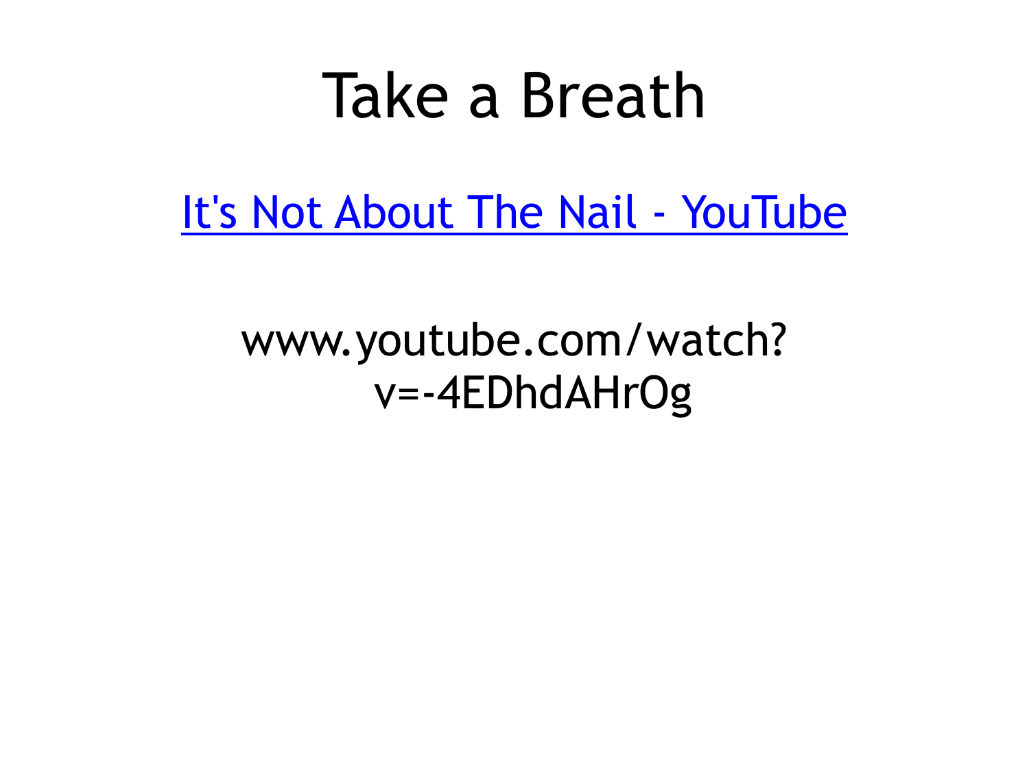# Take a Breath

[It's Not About The Nail - YouTube](www.youtube.com/watch?v=-4EDhdAHrOg)

www.youtube.com/watch?v=-4EDhdAHrOg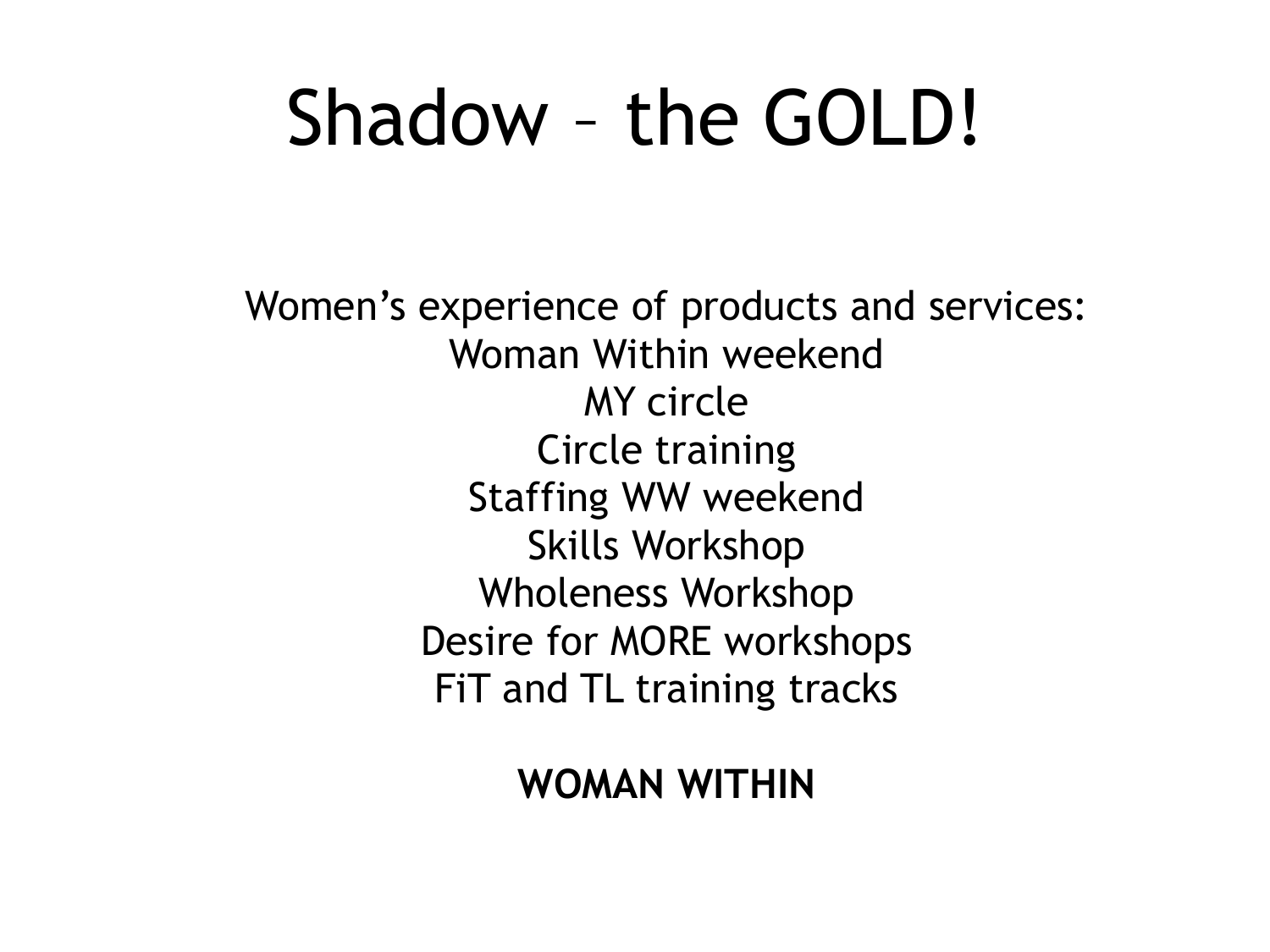# Shadow – the GOLD!

Women's experience of products and services:
Woman Within weekend
MY circle
Circle training
Staffing WW weekend
Skills Workshop
Wholeness Workshop
Desire for MORE workshops
FiT and TL training tracks

**WOMAN WITHIN**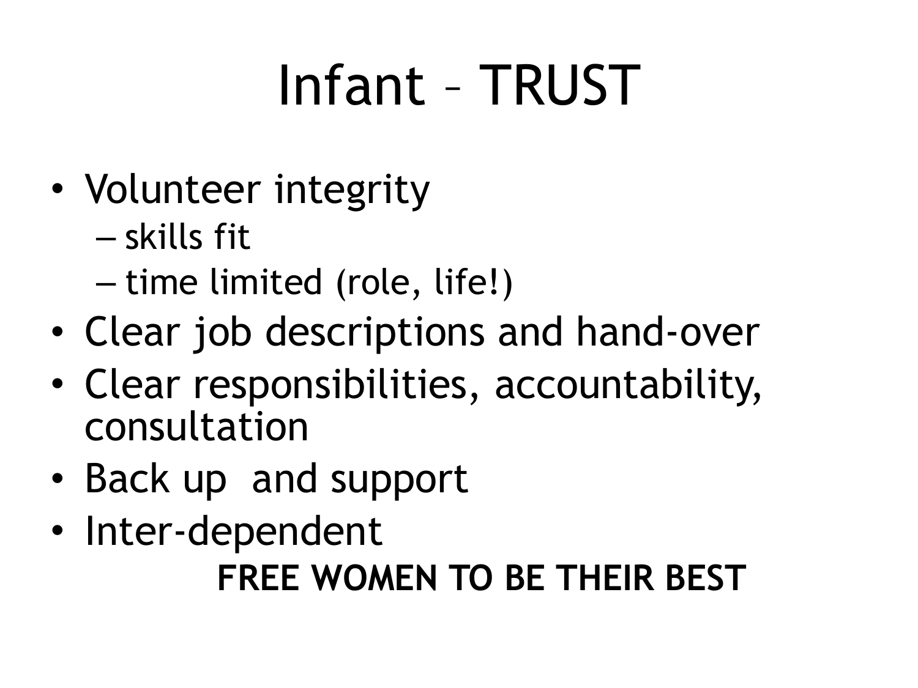# Infant – TRUST

- Volunteer integrity
  - skills fit
  - time limited (role, life!)
- Clear job descriptions and hand-over
- Clear responsibilities, accountability, consultation
- Back up  and support
- Inter-dependent

**FREE WOMEN TO BE THEIR BEST**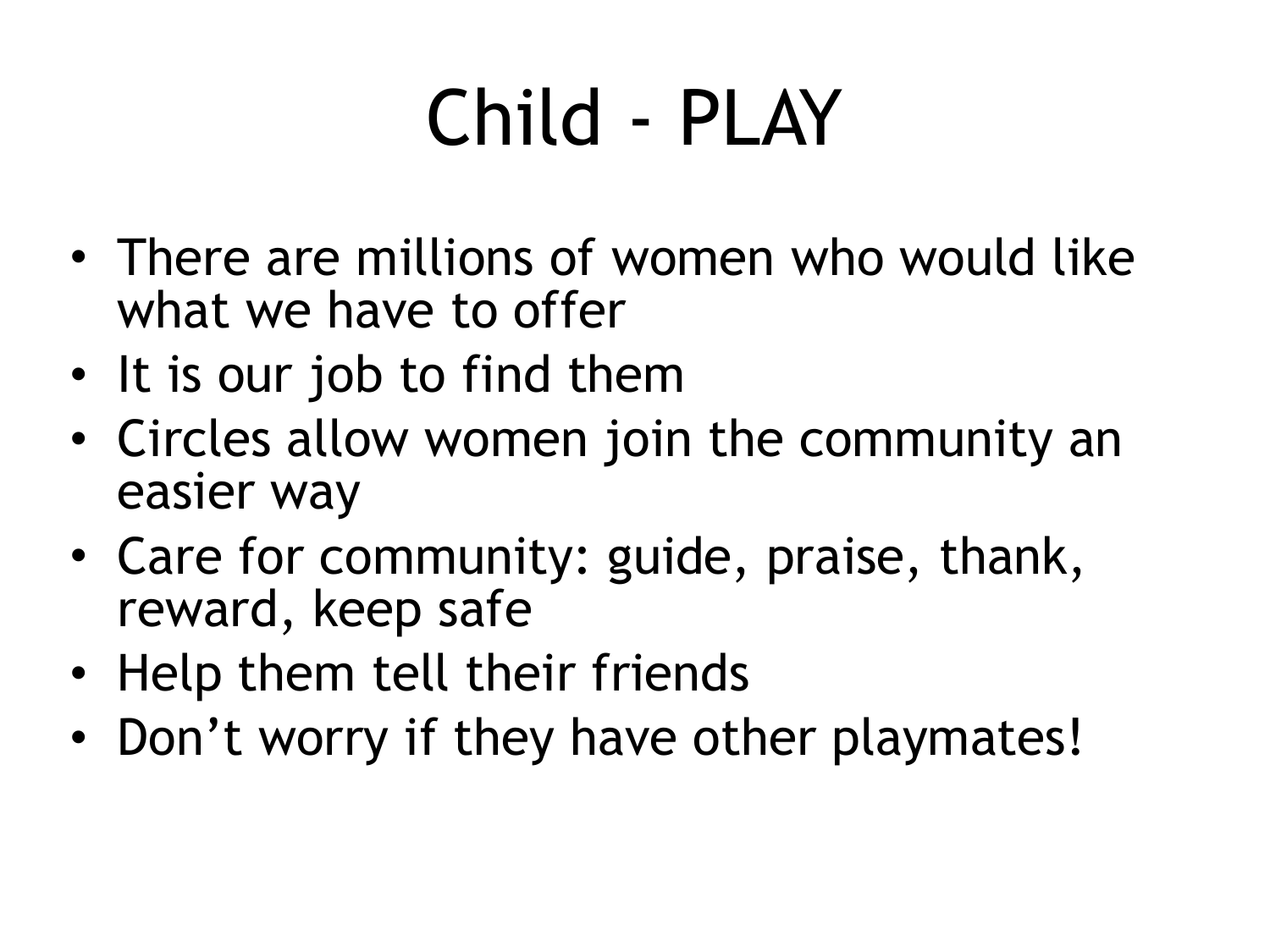# Child - PLAY

- There are millions of women who would like what we have to offer
- It is our job to find them
- Circles allow women join the community an easier way
- Care for community: guide, praise, thank, reward, keep safe
- Help them tell their friends
- Don't worry if they have other playmates!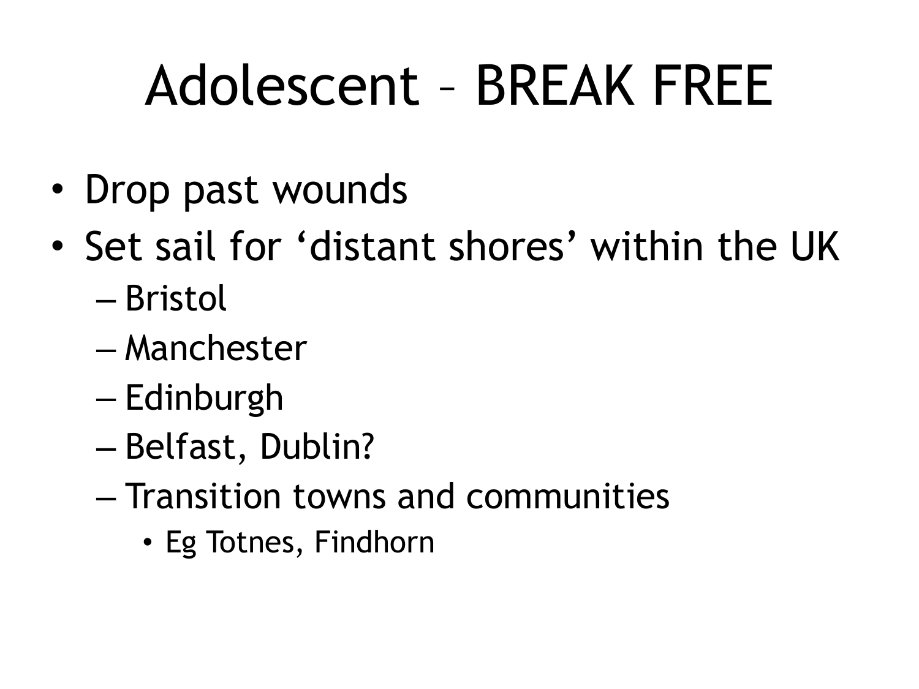# Adolescent – BREAK FREE

- Drop past wounds
- Set sail for ‘distant shores’ within the UK
  - Bristol
  - Manchester
  - Edinburgh
  - Belfast, Dublin?
  - Transition towns and communities
    - Eg Totnes, Findhorn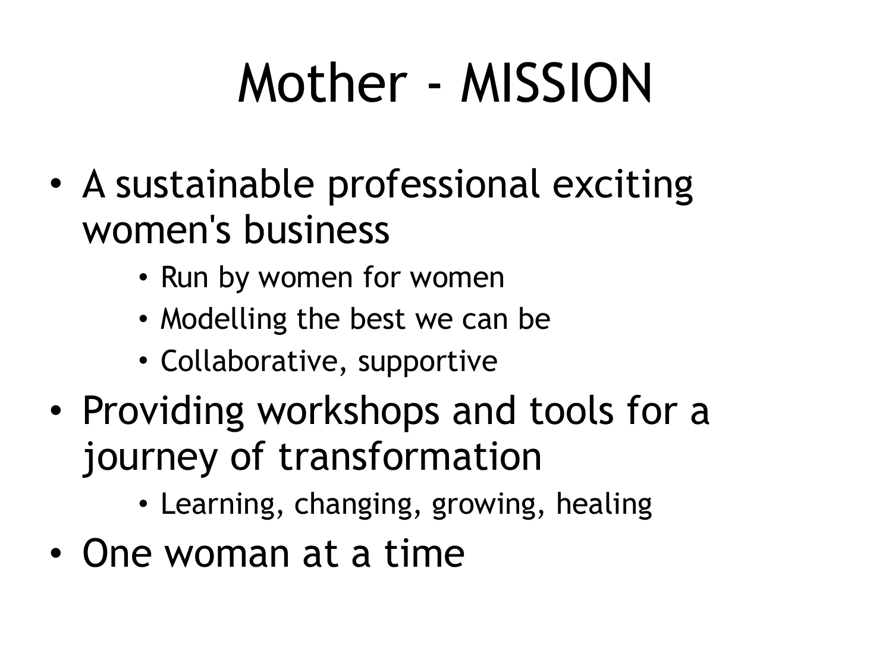# Mother - MISSION

- A sustainable professional exciting women's business
    - Run by women for women
    - Modelling the best we can be
    - Collaborative, supportive
- Providing workshops and tools for a journey of transformation
    - Learning, changing, growing, healing
- One woman at a time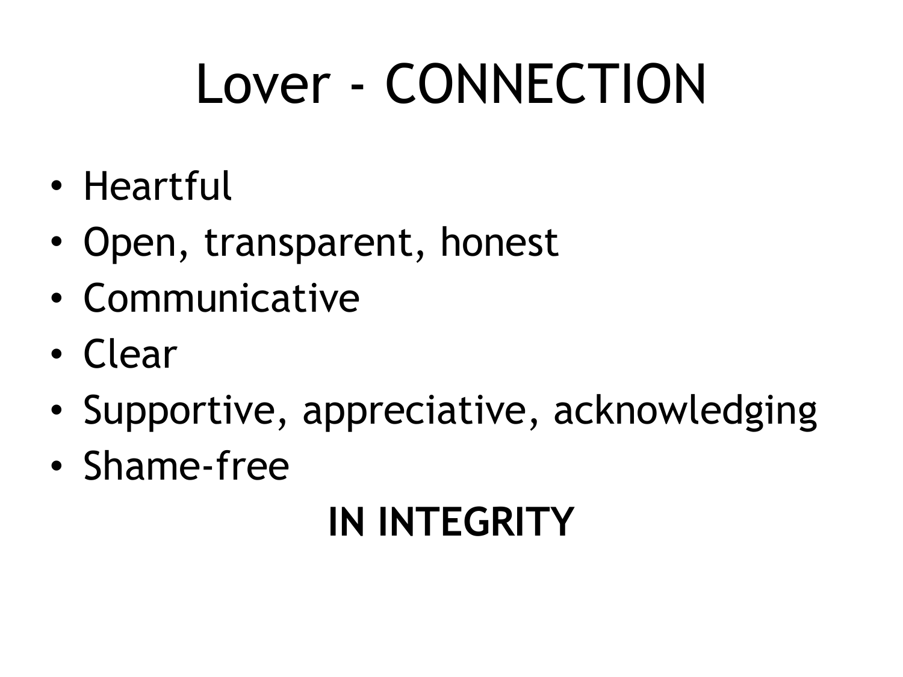# Lover - CONNECTION

- Heartful
- Open, transparent, honest
- Communicative
- Clear
- Supportive, appreciative, acknowledging
- Shame-free

**IN INTEGRITY**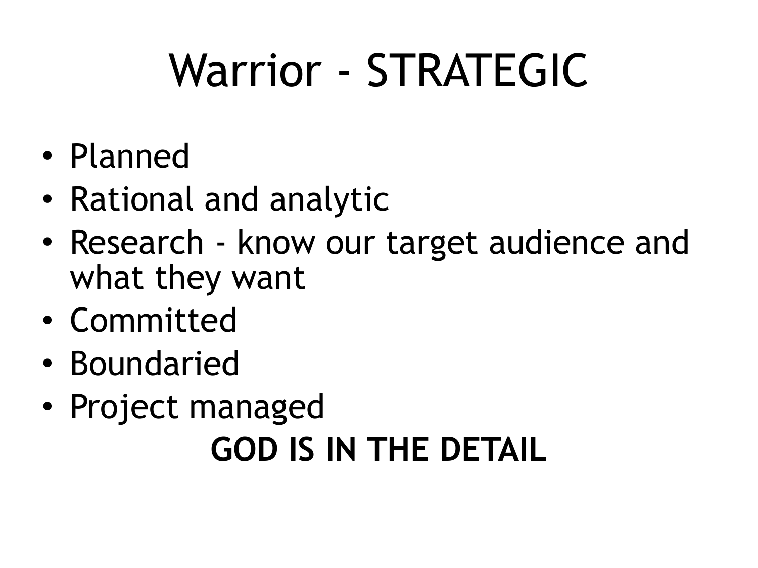# Warrior - STRATEGIC

- Planned
- Rational and analytic
- Research - know our target audience and what they want
- Committed
- Boundaried
- Project managed

**GOD IS IN THE DETAIL**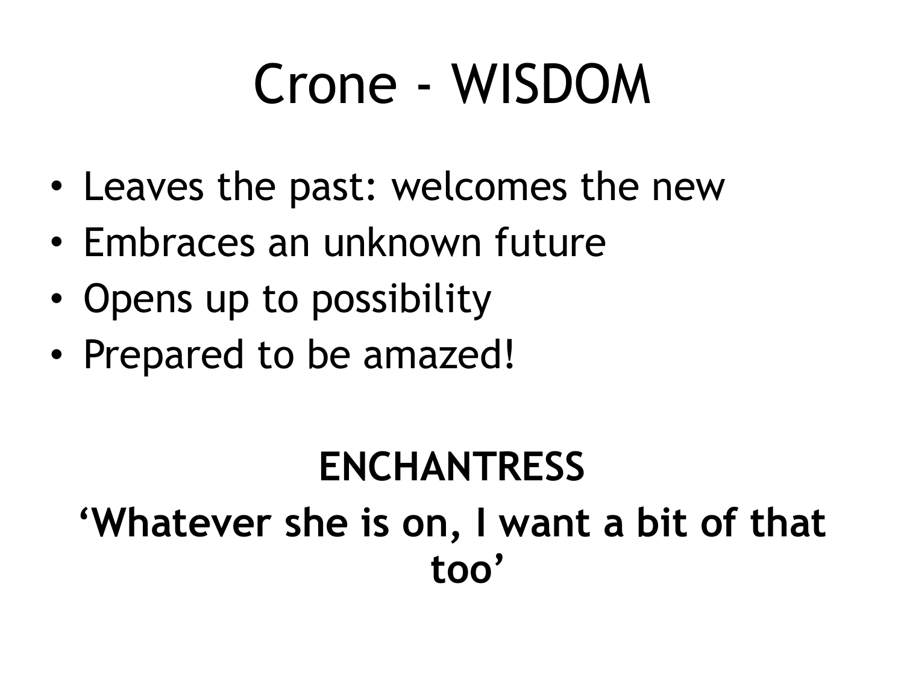# Crone - WISDOM

- Leaves the past: welcomes the new
- Embraces an unknown future
- Opens up to possibility
- Prepared to be amazed!

**ENCHANTRESS**

**‘Whatever she is on, I want a bit of that too’**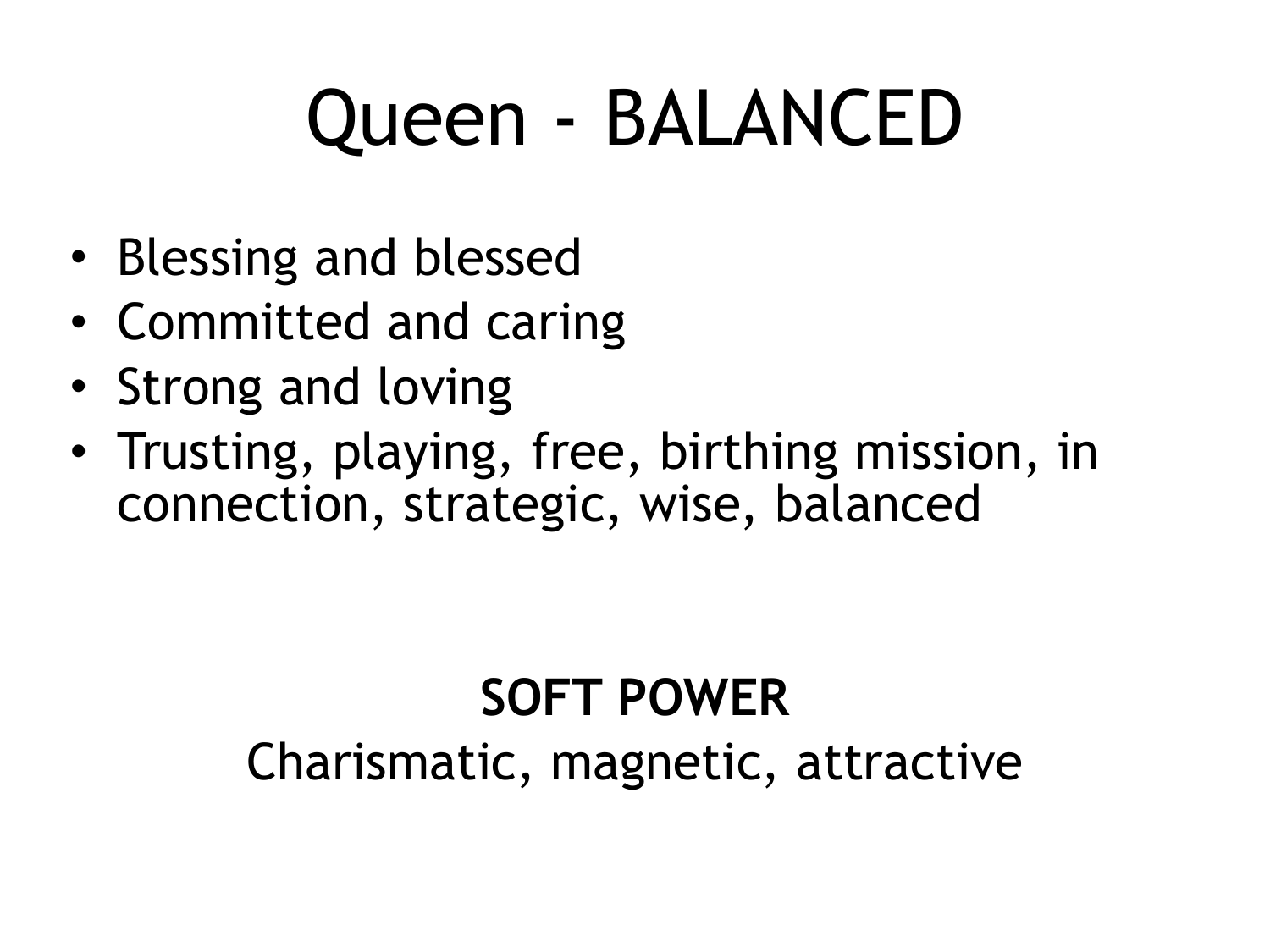# Queen - BALANCED

- Blessing and blessed
- Committed and caring
- Strong and loving
- Trusting, playing, free, birthing mission, in connection, strategic, wise, balanced

**SOFT POWER**

Charismatic, magnetic, attractive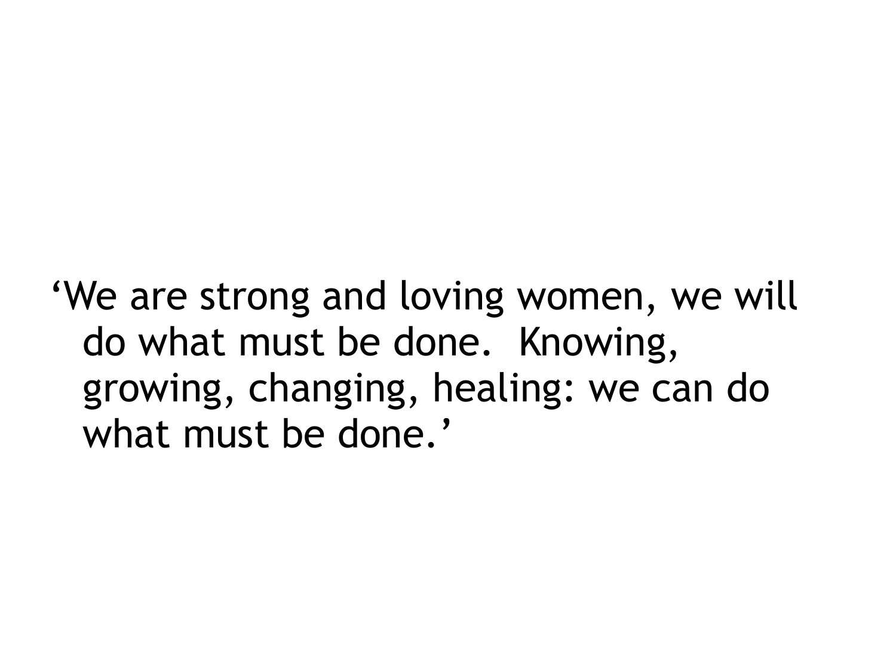‘We are strong and loving women, we will do what must be done.  Knowing, growing, changing, healing: we can do what must be done.’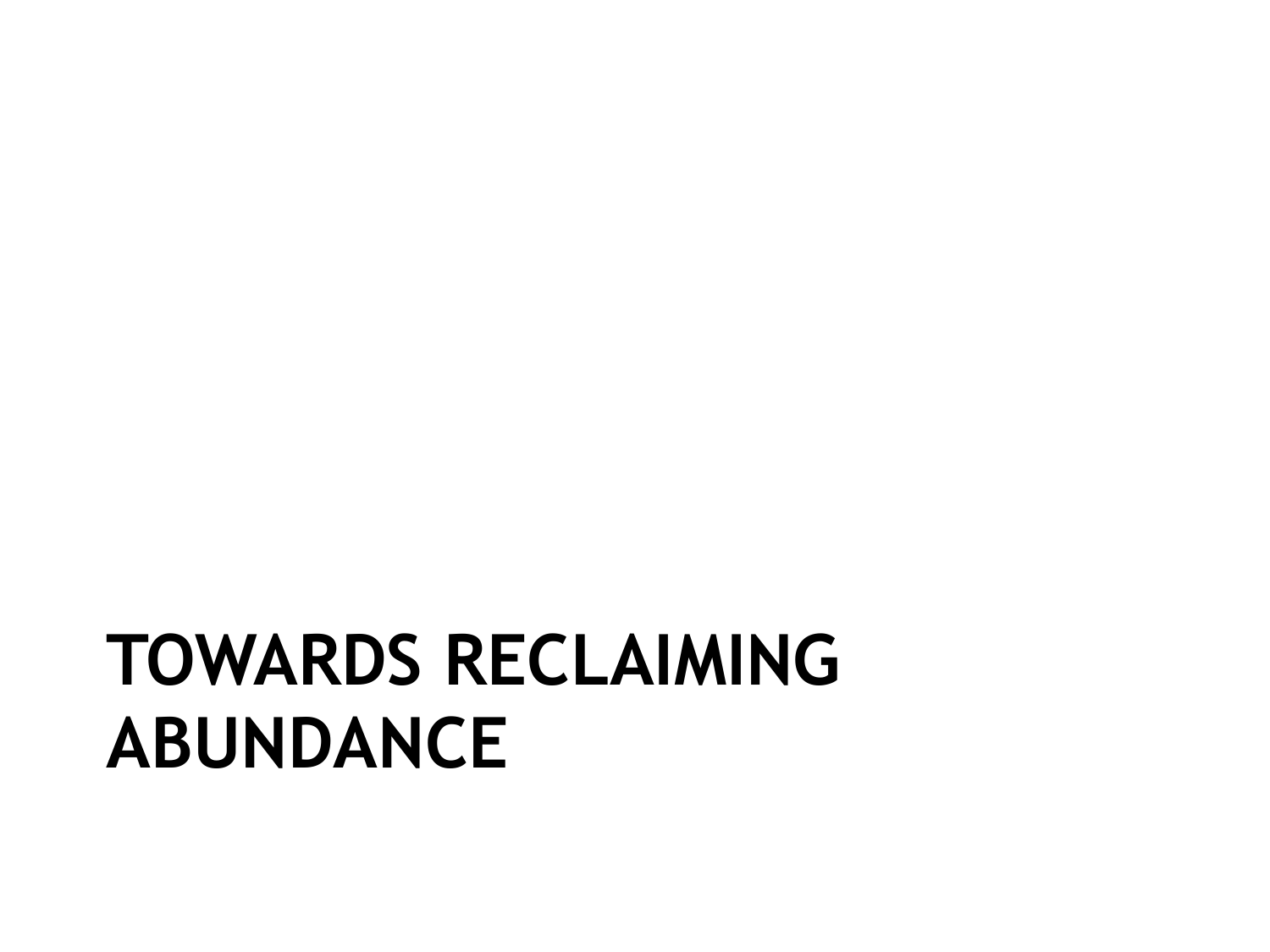# TOWARDS RECLAIMING ABUNDANCE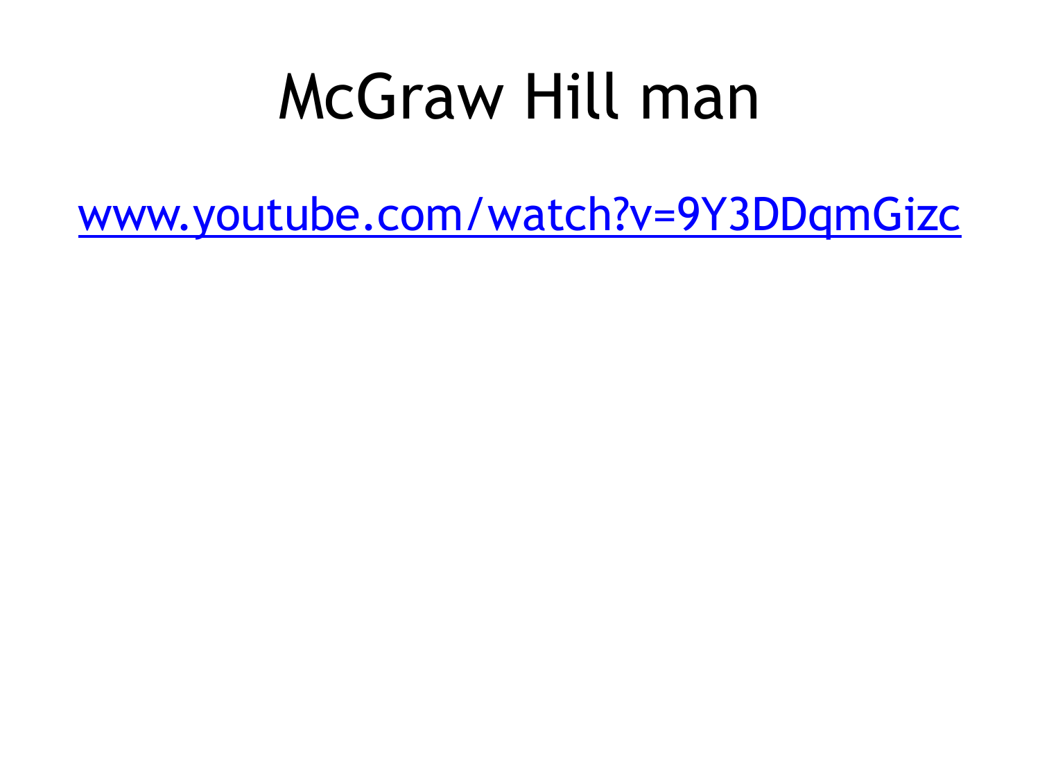# McGraw Hill man

www.youtube.com/watch?v=9Y3DDqmGizc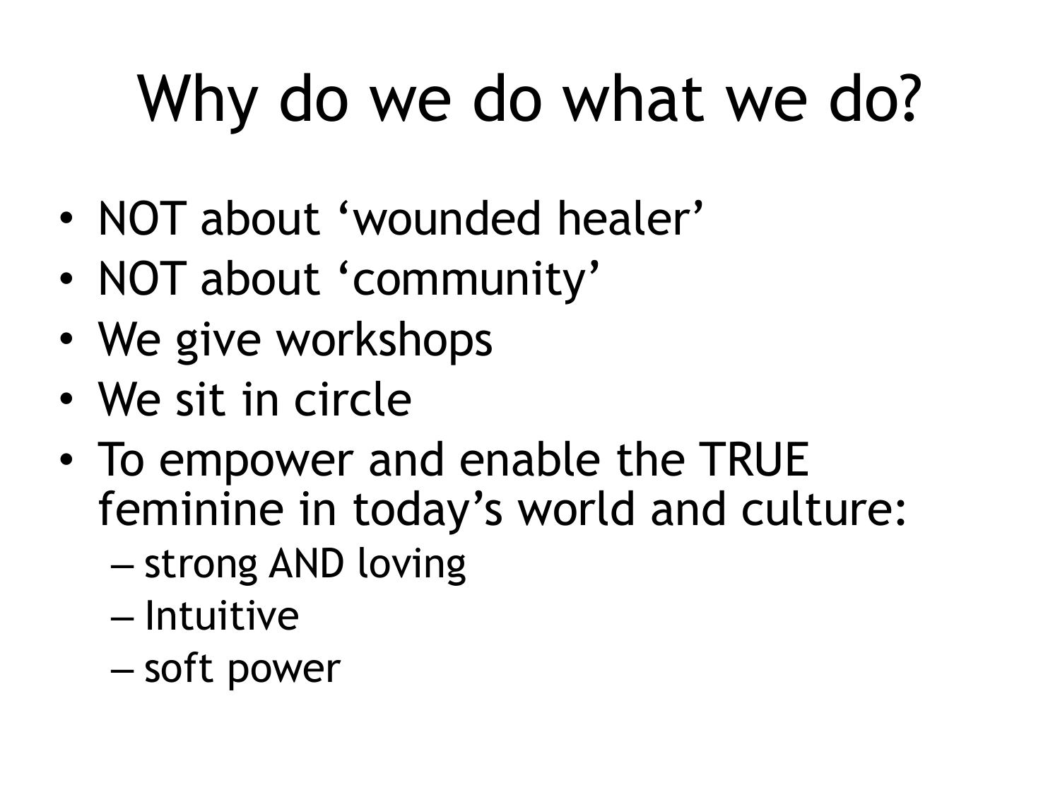# Why do we do what we do?

- NOT about ‘wounded healer’
- NOT about ‘community’
- We give workshops
- We sit in circle
- To empower and enable the TRUE feminine in today’s world and culture:
  - strong AND loving
  - Intuitive
  - soft power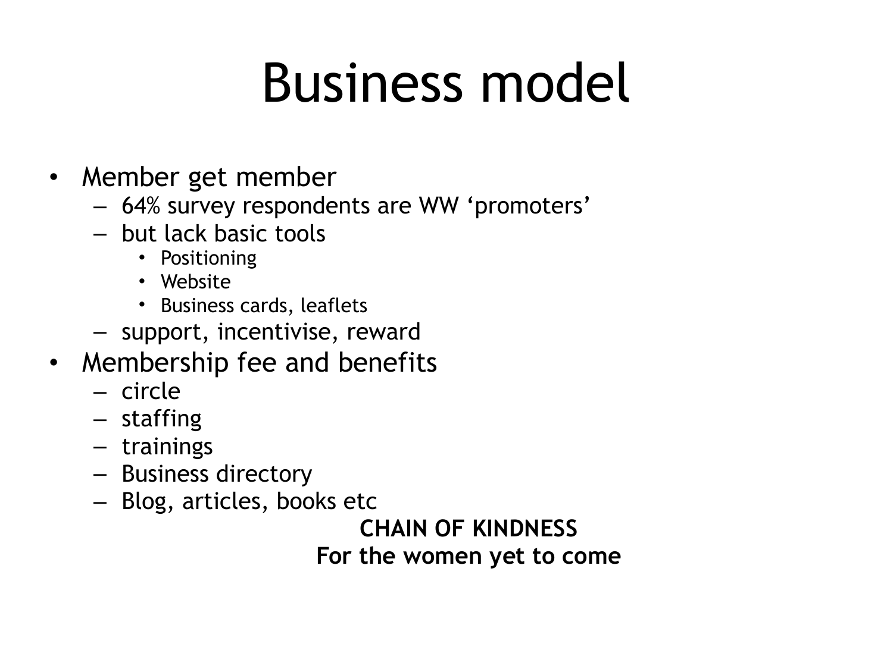# Business model

- Member get member
  - 64% survey respondents are WW 'promoters'
  - but lack basic tools
    - Positioning
    - Website
    - Business cards, leaflets
  - support, incentivise, reward
- Membership fee and benefits
  - circle
  - staffing
  - trainings
  - Business directory
  - Blog, articles, books etc

**CHAIN OF KINDNESS**

**For the women yet to come**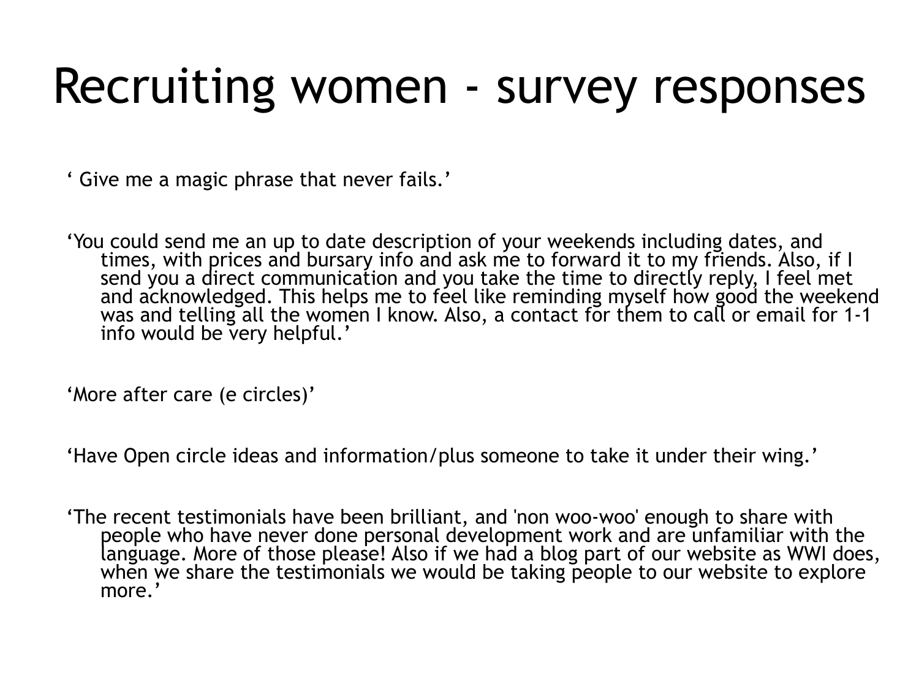# Recruiting women - survey responses

‘ Give me a magic phrase that never fails.’

‘You could send me an up to date description of your weekends including dates, and times, with prices and bursary info and ask me to forward it to my friends. Also, if I send you a direct communication and you take the time to directly reply, I feel met and acknowledged. This helps me to feel like reminding myself how good the weekend was and telling all the women I know. Also, a contact for them to call or email for 1-1 info would be very helpful.’

‘More after care (e circles)’

‘Have Open circle ideas and information/plus someone to take it under their wing.’

‘The recent testimonials have been brilliant, and 'non woo-woo' enough to share with people who have never done personal development work and are unfamiliar with the language. More of those please! Also if we had a blog part of our website as WWI does, when we share the testimonials we would be taking people to our website to explore more.’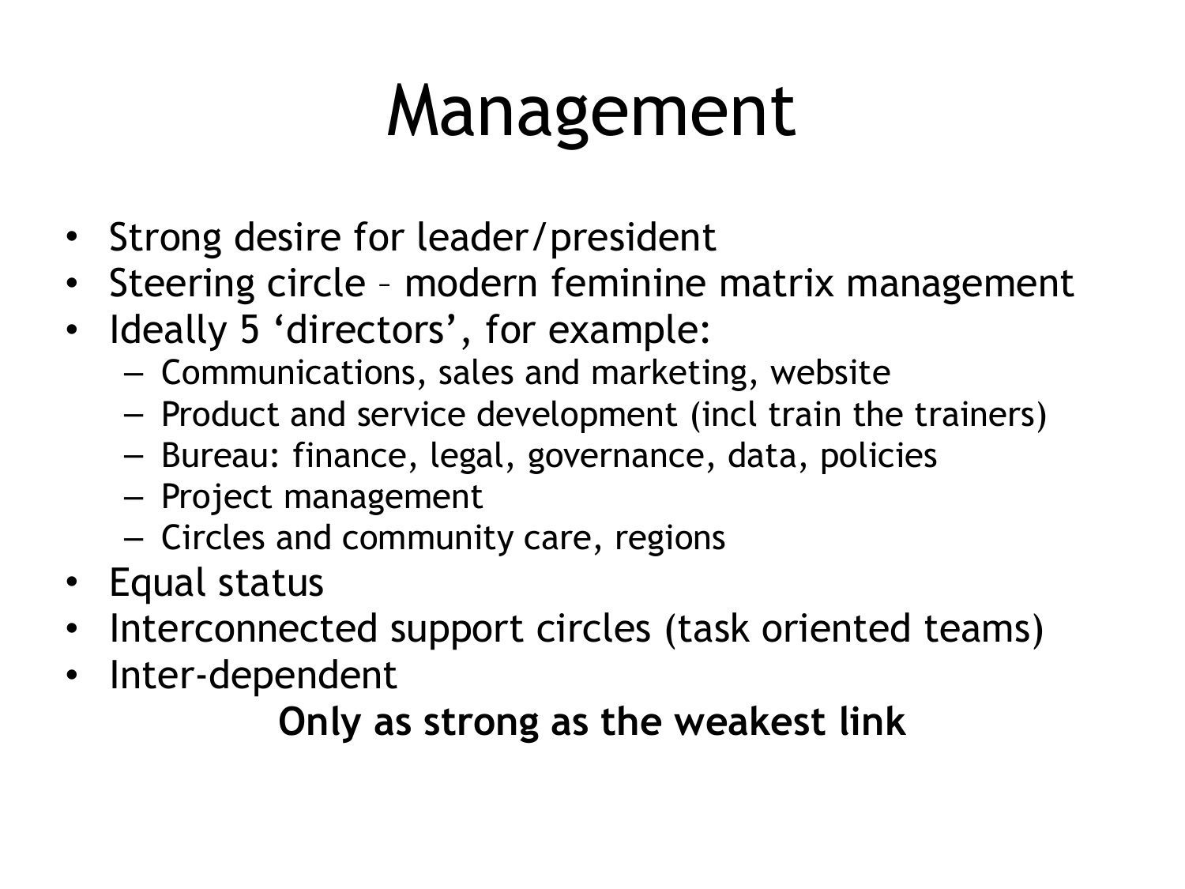# Management

- Strong desire for leader/president
- Steering circle – modern feminine matrix management
- Ideally 5 ‘directors’, for example:
  - Communications, sales and marketing, website
  - Product and service development (incl train the trainers)
  - Bureau: finance, legal, governance, data, policies
  - Project management
  - Circles and community care, regions
- Equal status
- Interconnected support circles (task oriented teams)
- Inter-dependent

**Only as strong as the weakest link**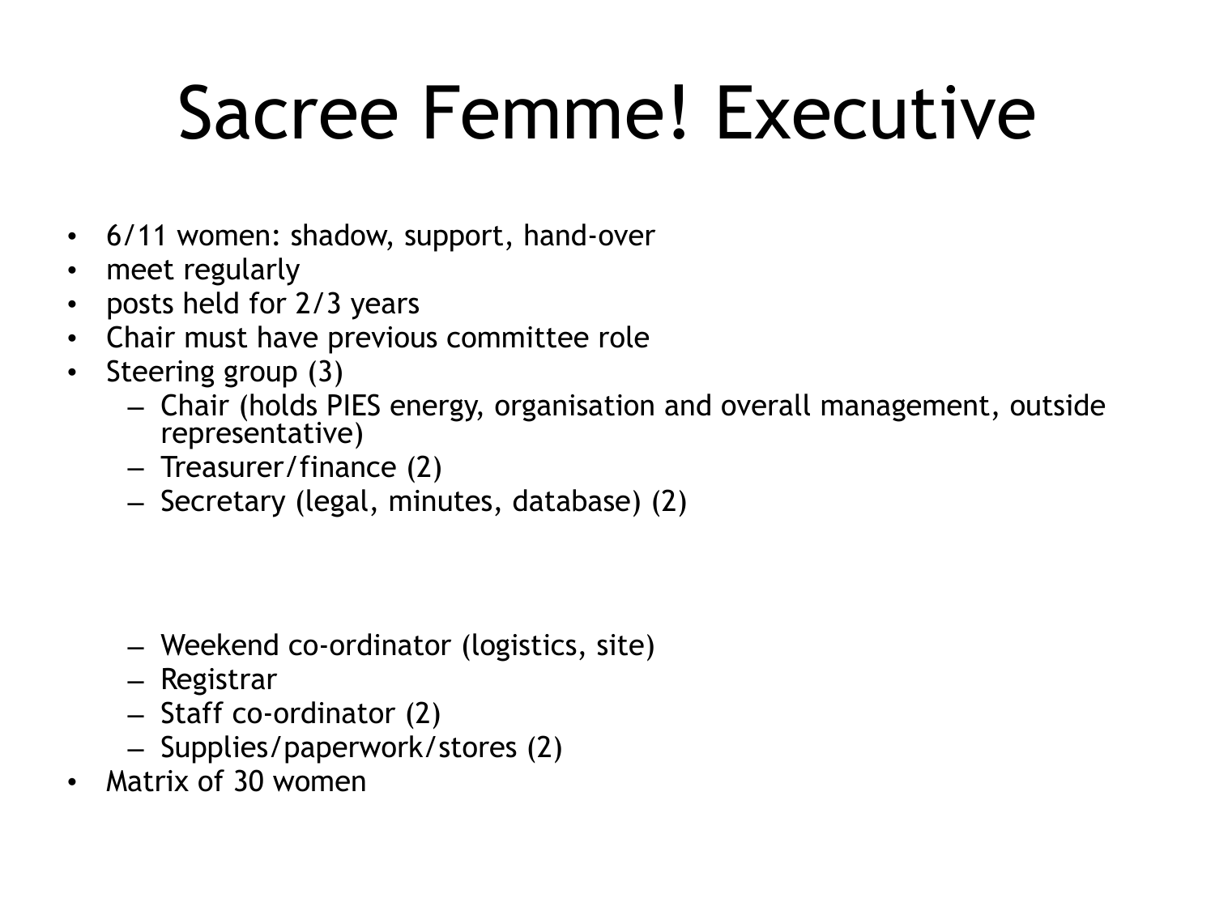# Sacree Femme! Executive

- 6/11 women: shadow, support, hand-over
- meet regularly
- posts held for 2/3 years
- Chair must have previous committee role
- Steering group (3)
  - Chair (holds PIES energy, organisation and overall management, outside representative)
  - Treasurer/finance (2)
  - Secretary (legal, minutes, database) (2)

  - Weekend co-ordinator (logistics, site)
  - Registrar
  - Staff co-ordinator (2)
  - Supplies/paperwork/stores (2)
- Matrix of 30 women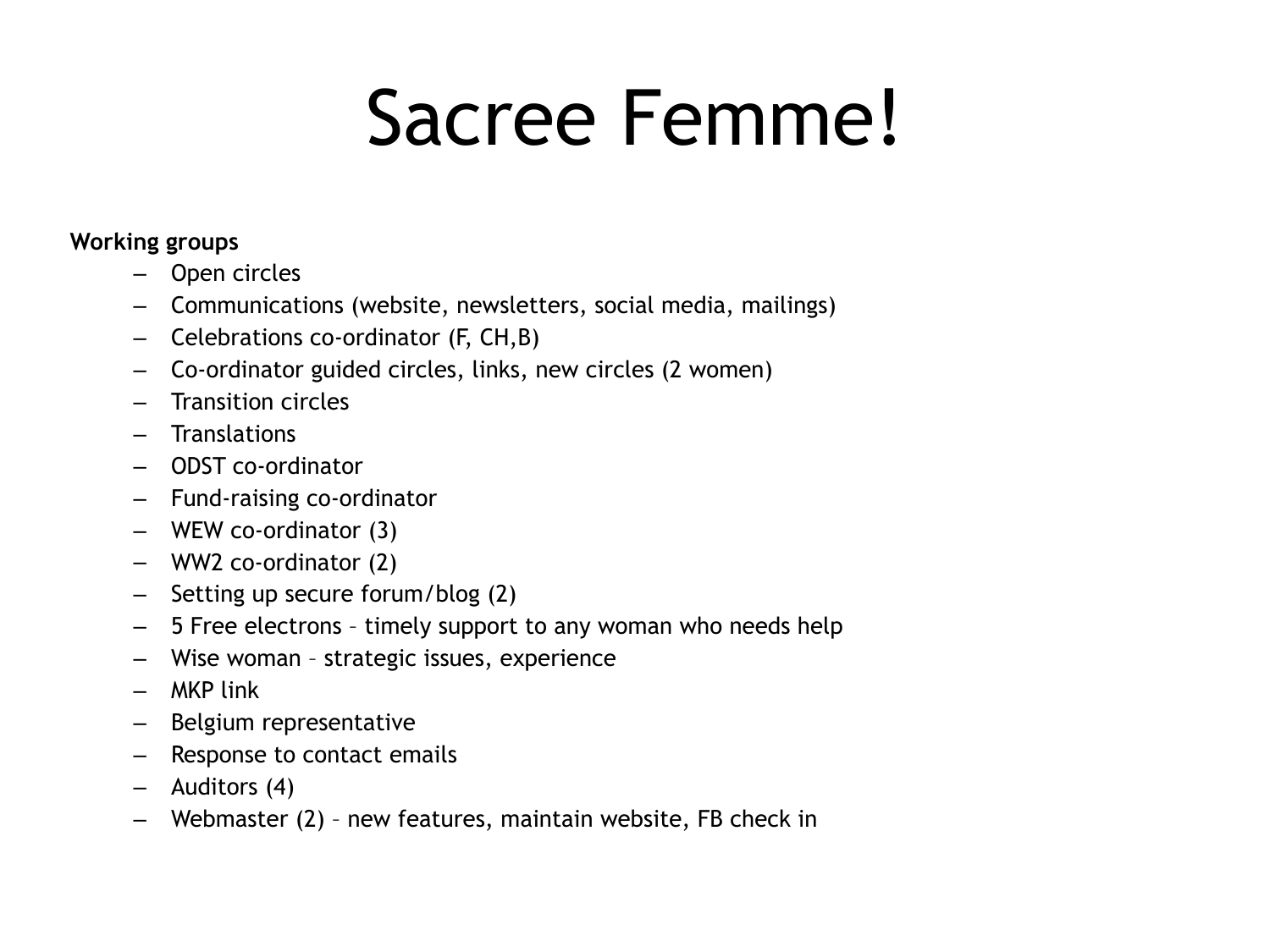# Sacree Femme!

**Working groups**

- Open circles
- Communications (website, newsletters, social media, mailings)
- Celebrations co-ordinator (F, CH,B)
- Co-ordinator guided circles, links, new circles (2 women)
- Transition circles
- Translations
- ODST co-ordinator
- Fund-raising co-ordinator
- WEW co-ordinator (3)
- WW2 co-ordinator (2)
- Setting up secure forum/blog (2)
- 5 Free electrons – timely support to any woman who needs help
- Wise woman – strategic issues, experience
- MKP link
- Belgium representative
- Response to contact emails
- Auditors (4)
- Webmaster (2) – new features, maintain website, FB check in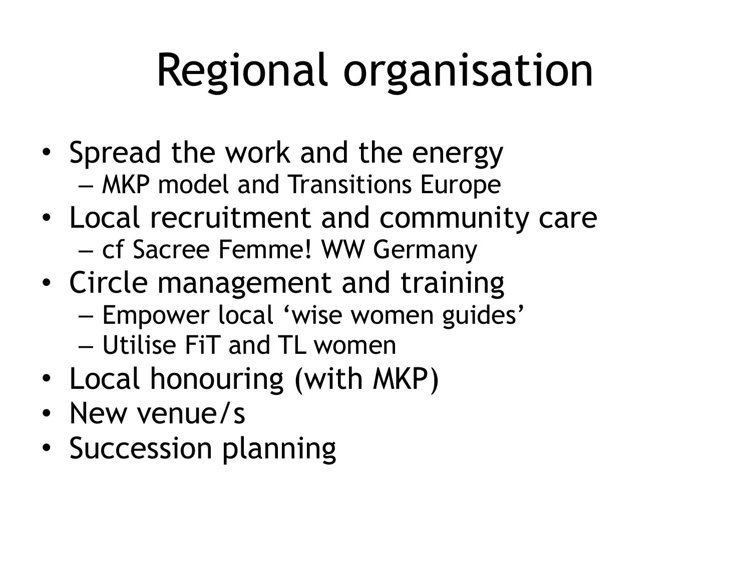# Regional organisation

- Spread the work and the energy
  - MKP model and Transitions Europe
- Local recruitment and community care
  - cf Sacree Femme! WW Germany
- Circle management and training
  - Empower local 'wise women guides'
  - Utilise FiT and TL women
- Local honouring (with MKP)
- New venue/s
- Succession planning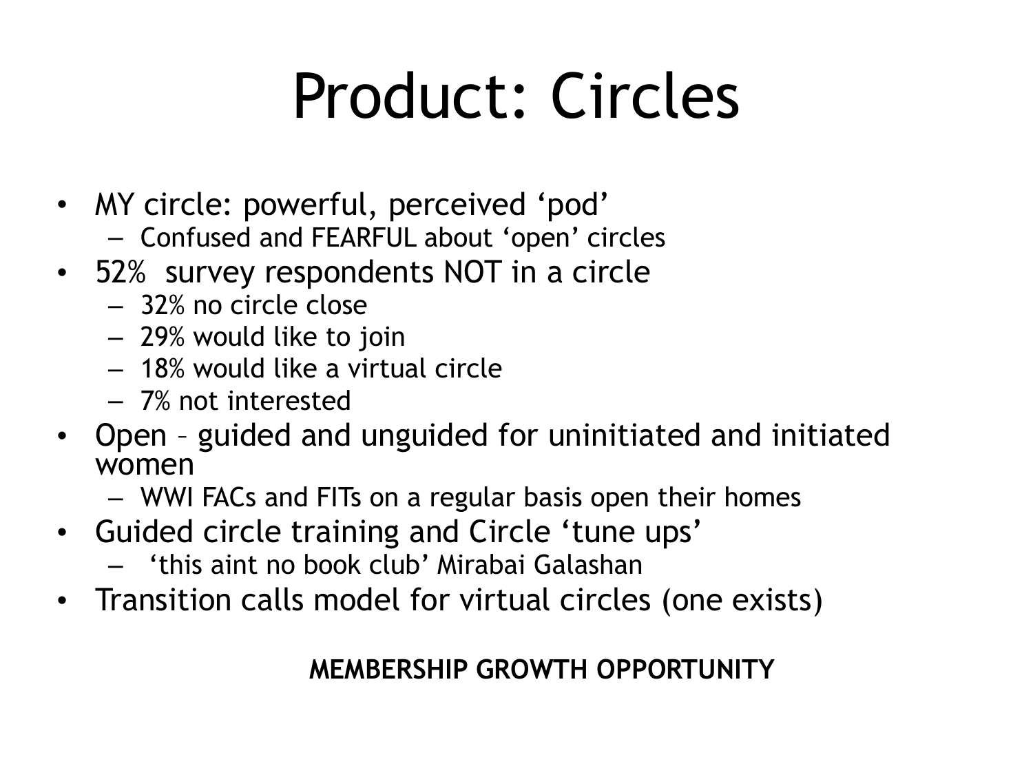# Product: Circles

- MY circle: powerful, perceived 'pod'
  - Confused and FEARFUL about 'open' circles
- 52%  survey respondents NOT in a circle
  - 32% no circle close
  - 29% would like to join
  - 18% would like a virtual circle
  - 7% not interested
- Open – guided and unguided for uninitiated and initiated women
  - WWI FACs and FITs on a regular basis open their homes
- Guided circle training and Circle 'tune ups'
  - 'this aint no book club' Mirabai Galashan
- Transition calls model for virtual circles (one exists)

**MEMBERSHIP GROWTH OPPORTUNITY**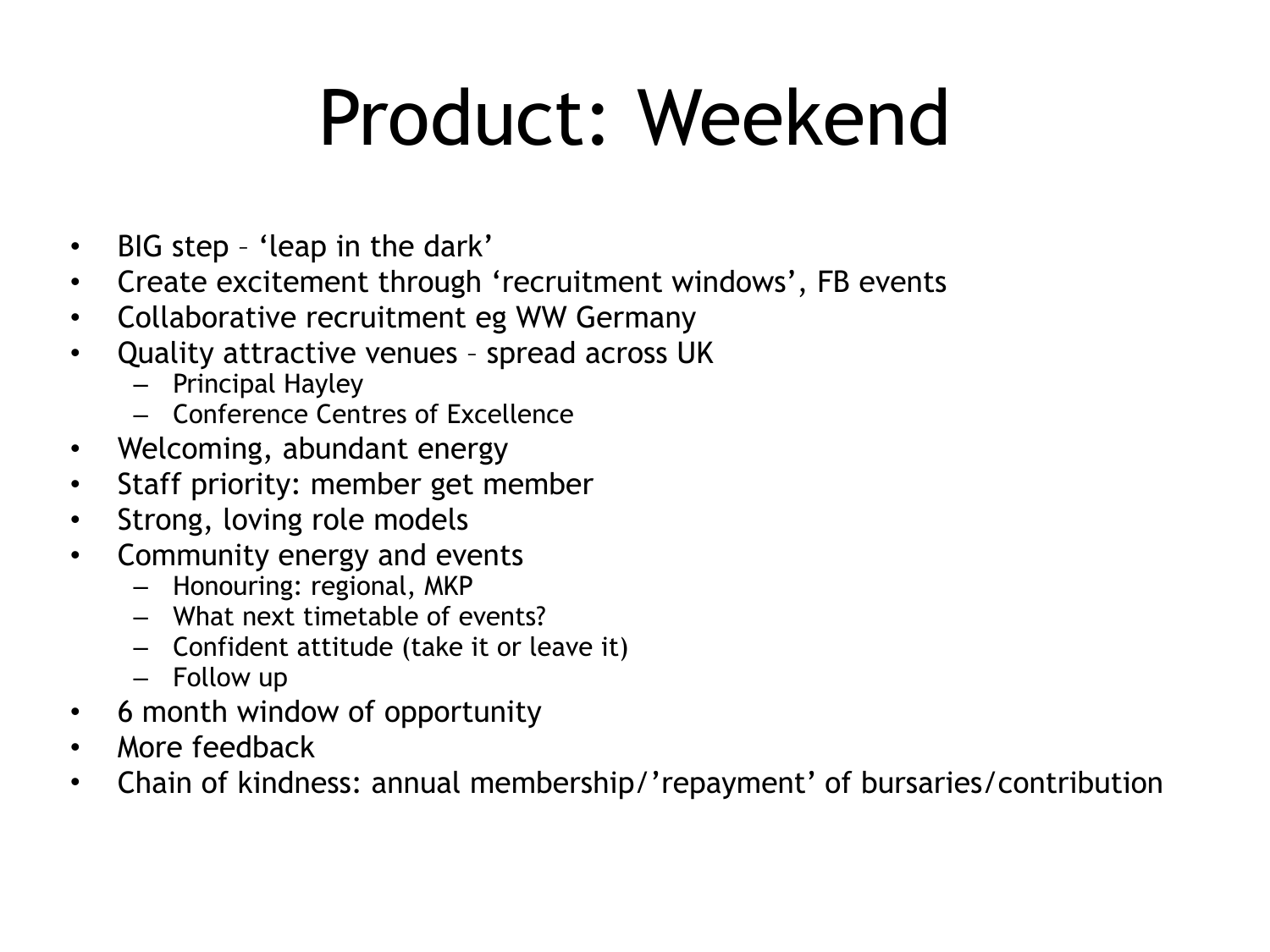# Product: Weekend

- BIG step – 'leap in the dark'
- Create excitement through 'recruitment windows', FB events
- Collaborative recruitment eg WW Germany
- Quality attractive venues – spread across UK
  - Principal Hayley
  - Conference Centres of Excellence
- Welcoming, abundant energy
- Staff priority: member get member
- Strong, loving role models
- Community energy and events
  - Honouring: regional, MKP
  - What next timetable of events?
  - Confident attitude (take it or leave it)
  - Follow up
- 6 month window of opportunity
- More feedback
- Chain of kindness: annual membership/'repayment' of bursaries/contribution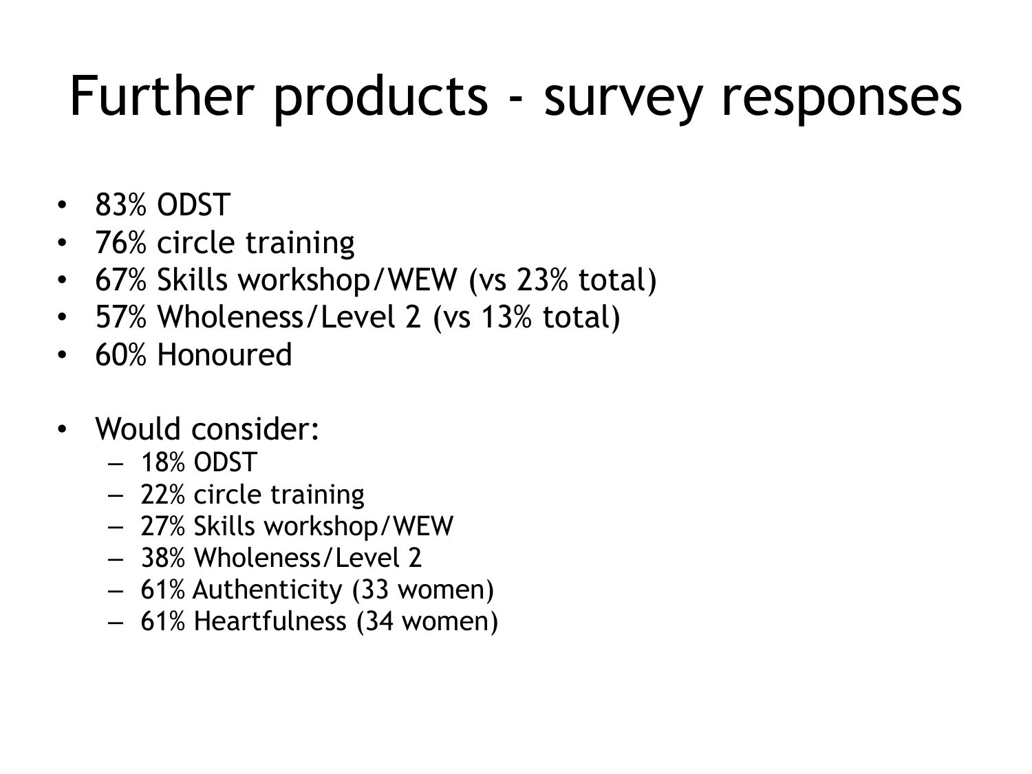# Further products - survey responses

- 83% ODST
- 76% circle training
- 67% Skills workshop/WEW (vs 23% total)
- 57% Wholeness/Level 2 (vs 13% total)
- 60% Honoured

- Would consider:
  - 18% ODST
  - 22% circle training
  - 27% Skills workshop/WEW
  - 38% Wholeness/Level 2
  - 61% Authenticity (33 women)
  - 61% Heartfulness (34 women)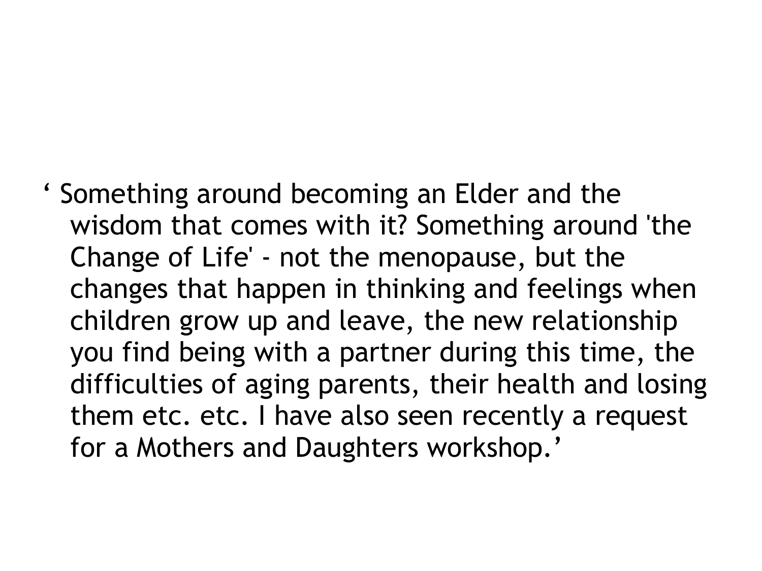‘ Something around becoming an Elder and the wisdom that comes with it? Something around 'the Change of Life' - not the menopause, but the changes that happen in thinking and feelings when children grow up and leave, the new relationship you find being with a partner during this time, the difficulties of aging parents, their health and losing them etc. etc. I have also seen recently a request for a Mothers and Daughters workshop.’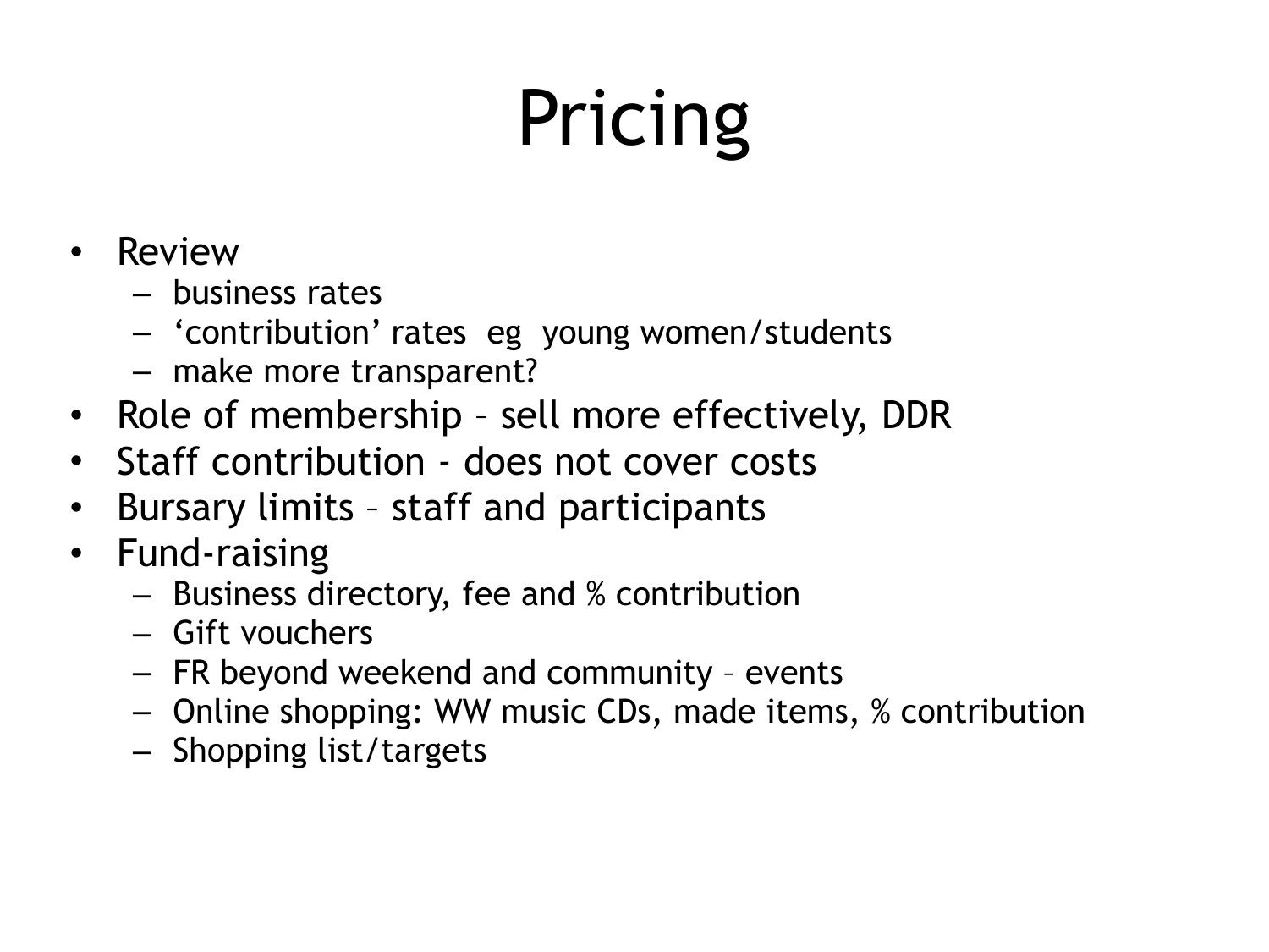# Pricing

- Review
  - business rates
  - ‘contribution’ rates eg young women/students
  - make more transparent?
- Role of membership – sell more effectively, DDR
- Staff contribution - does not cover costs
- Bursary limits – staff and participants
- Fund-raising
  - Business directory, fee and % contribution
  - Gift vouchers
  - FR beyond weekend and community – events
  - Online shopping: WW music CDs, made items, % contribution
  - Shopping list/targets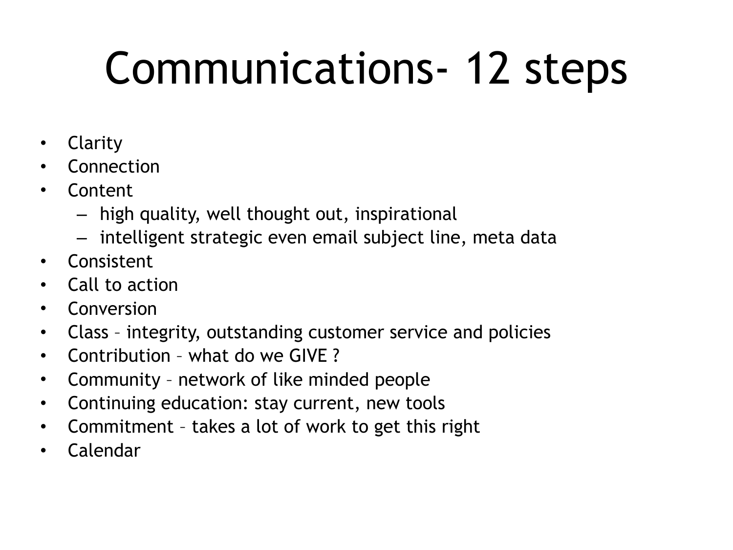# Communications- 12 steps

- Clarity
- Connection
- Content
  - high quality, well thought out, inspirational
  - intelligent strategic even email subject line, meta data
- Consistent
- Call to action
- Conversion
- Class – integrity, outstanding customer service and policies
- Contribution – what do we GIVE ?
- Community – network of like minded people
- Continuing education: stay current, new tools
- Commitment – takes a lot of work to get this right
- Calendar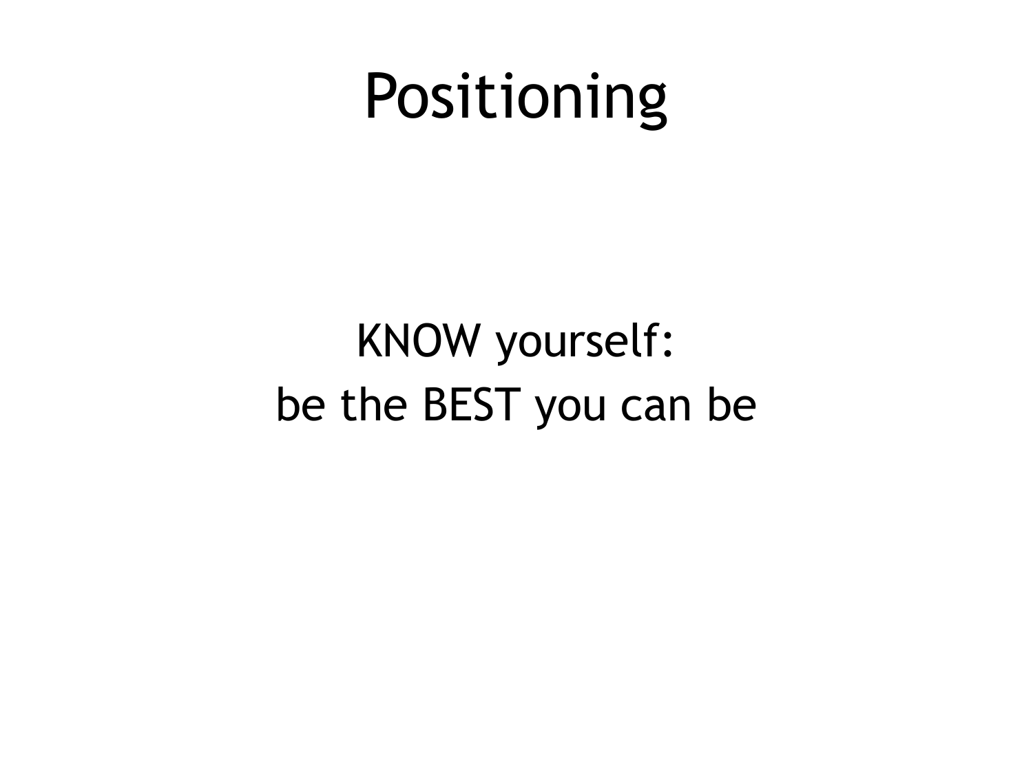# Positioning

KNOW yourself:
be the BEST you can be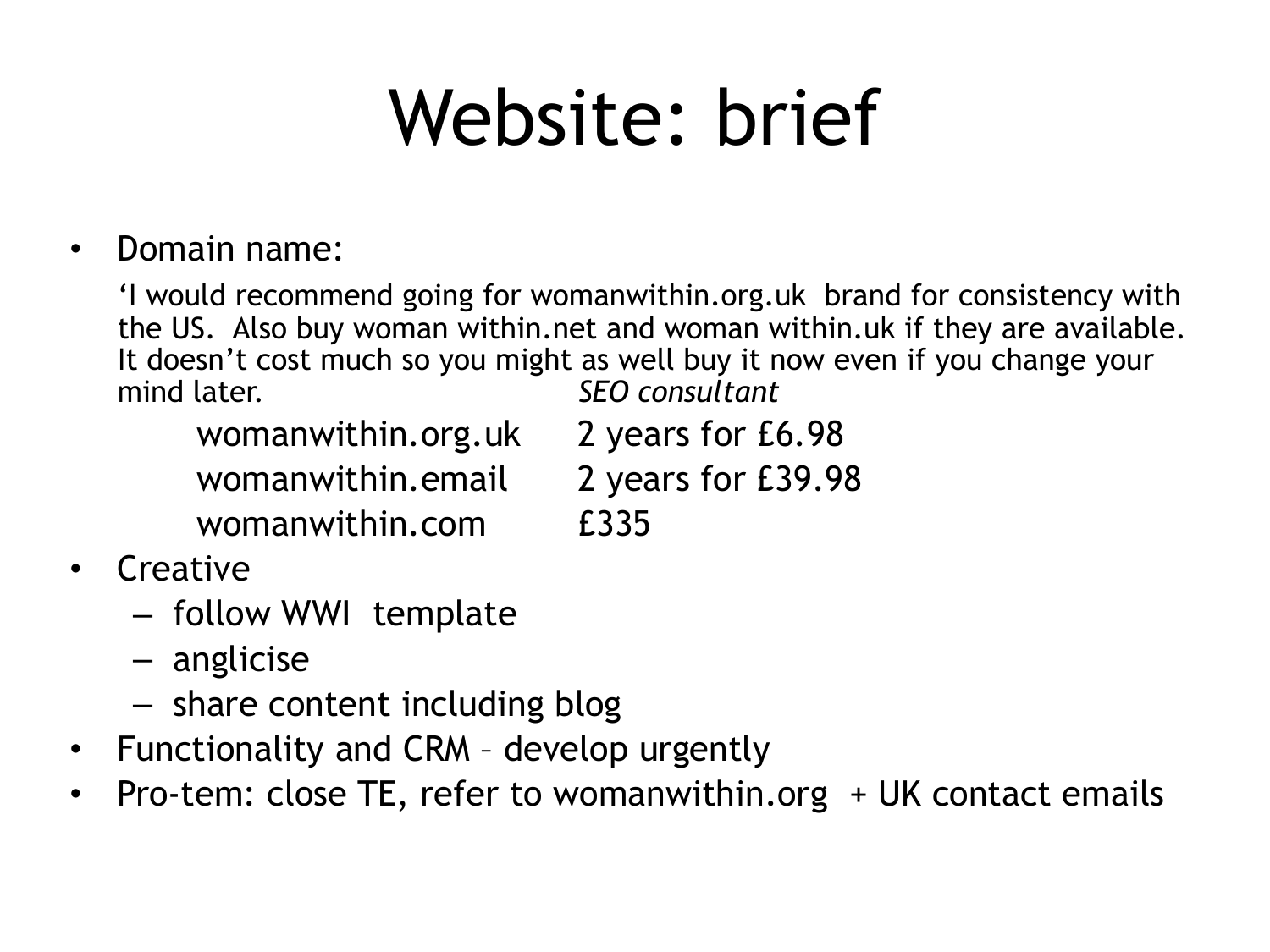# Website: brief

- Domain name:

  'I would recommend going for womanwithin.org.uk brand for consistency with the US. Also buy woman within.net and woman within.uk if they are available. It doesn't cost much so you might as well buy it now even if you change your mind later. *SEO consultant*

  | | |
  |---|---|
  | womanwithin.org.uk | 2 years for £6.98 |
  | womanwithin.email | 2 years for £39.98 |
  | womanwithin.com | £335 |

- Creative
  - follow WWI template
  - anglicise
  - share content including blog
- Functionality and CRM – develop urgently
- Pro-tem: close TE, refer to womanwithin.org + UK contact emails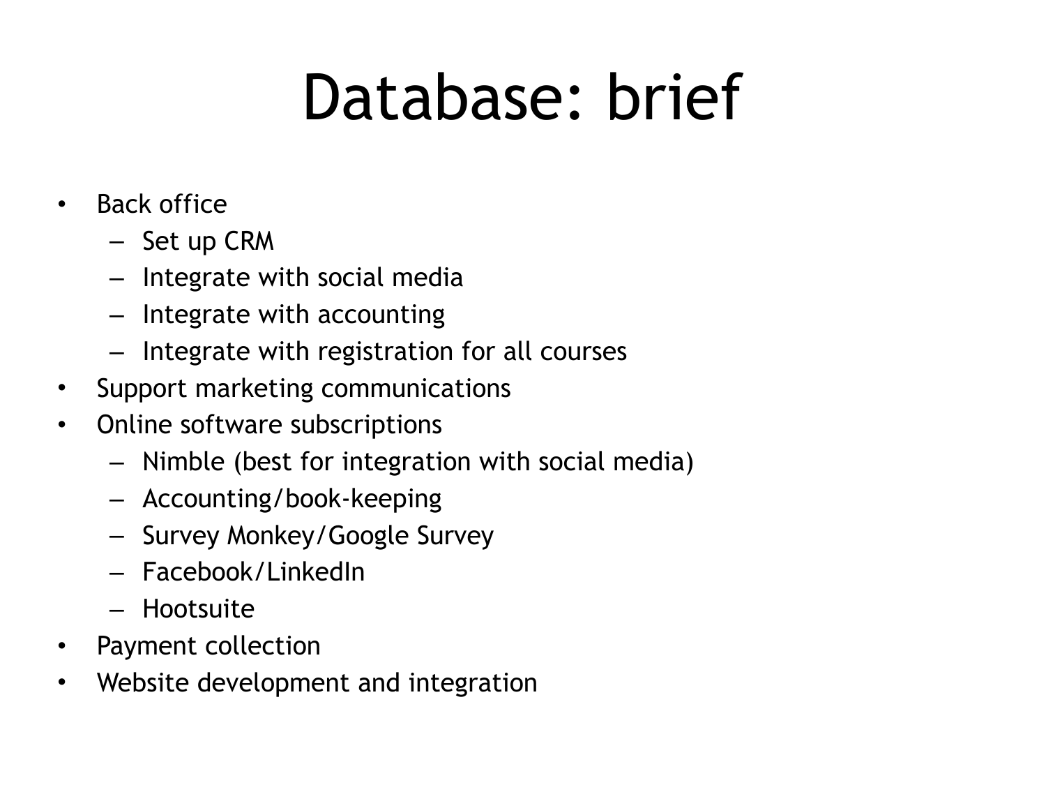# Database: brief

- Back office
  - Set up CRM
  - Integrate with social media
  - Integrate with accounting
  - Integrate with registration for all courses
- Support marketing communications
- Online software subscriptions
  - Nimble (best for integration with social media)
  - Accounting/book-keeping
  - Survey Monkey/Google Survey
  - Facebook/LinkedIn
  - Hootsuite
- Payment collection
- Website development and integration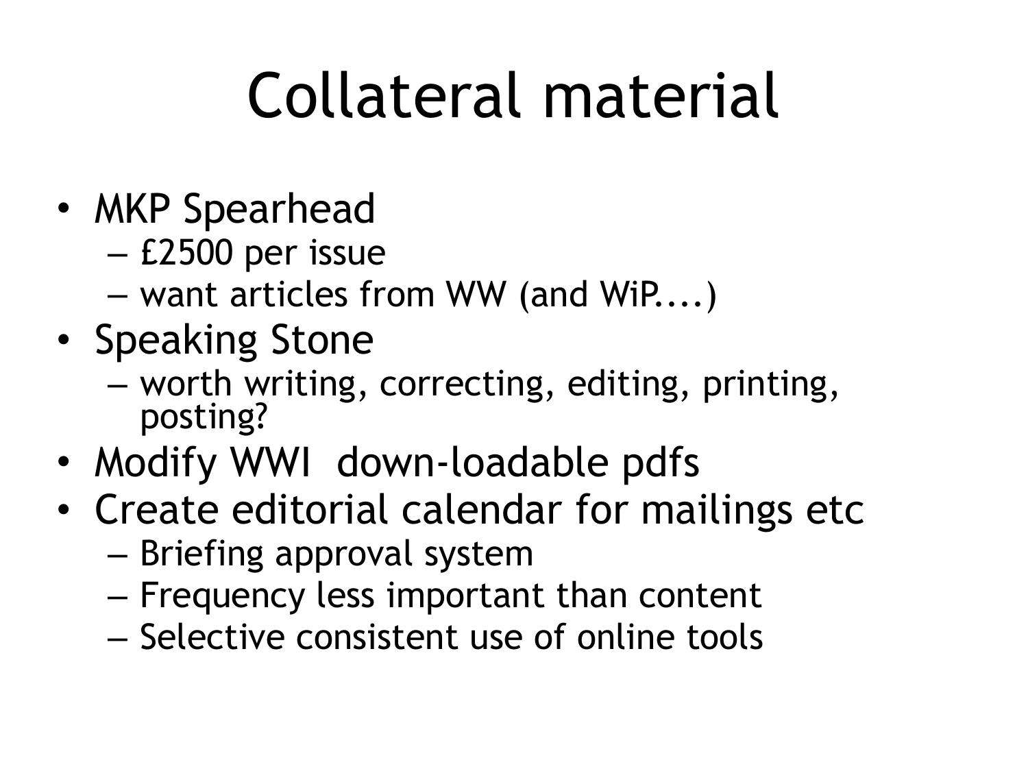# Collateral material

- MKP Spearhead
  - £2500 per issue
  - want articles from WW (and WiP....)
- Speaking Stone
  - worth writing, correcting, editing, printing, posting?
- Modify WWI down-loadable pdfs
- Create editorial calendar for mailings etc
  - Briefing approval system
  - Frequency less important than content
  - Selective consistent use of online tools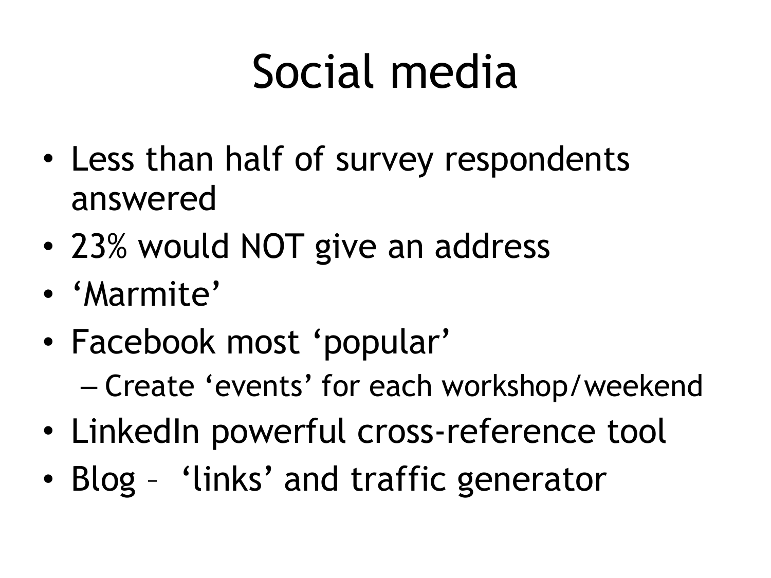# Social media

- Less than half of survey respondents answered
- 23% would NOT give an address
- 'Marmite'
- Facebook most 'popular'
  - Create 'events' for each workshop/weekend
- LinkedIn powerful cross-reference tool
- Blog – 'links' and traffic generator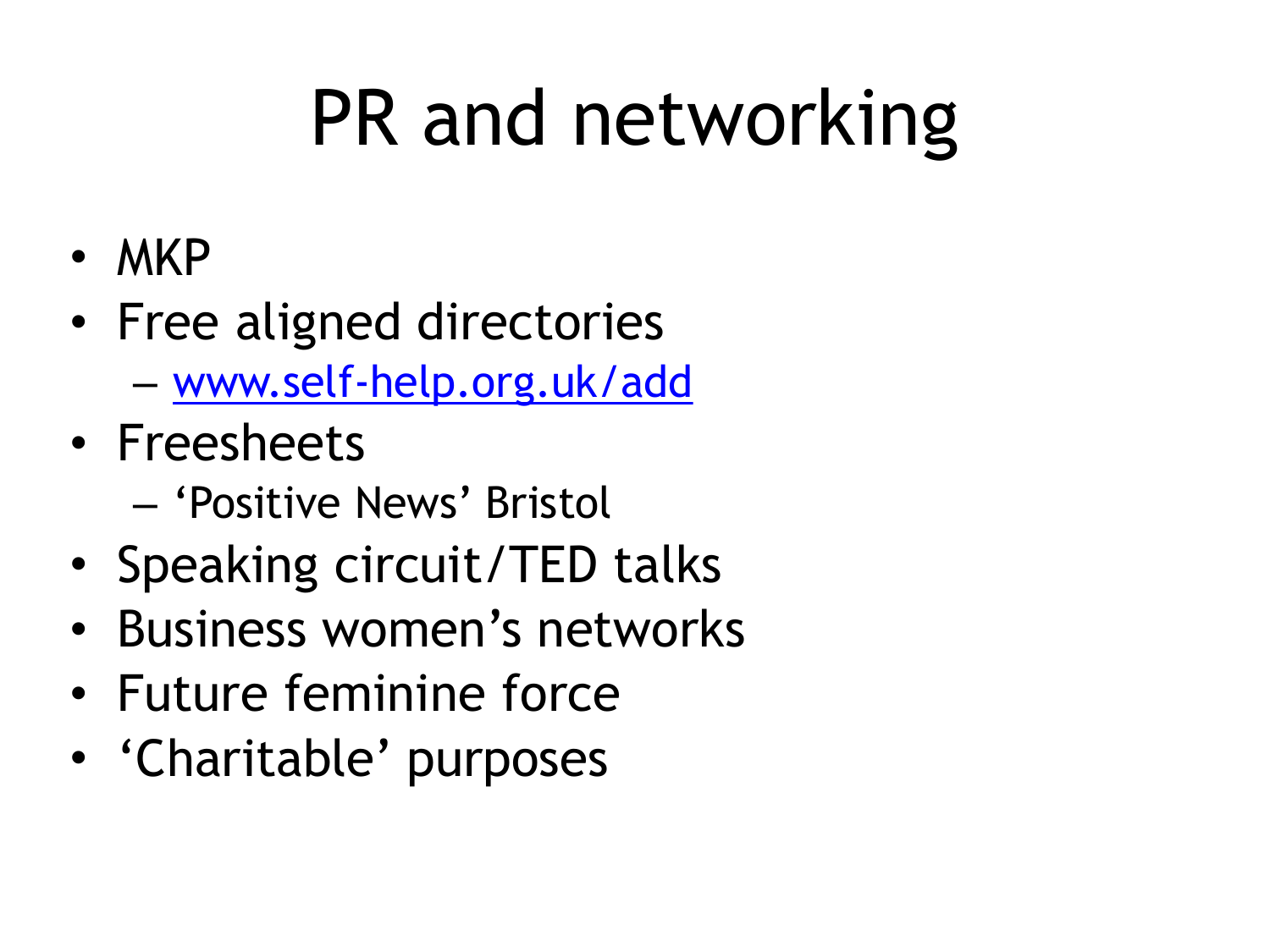# PR and networking

- MKP
- Free aligned directories
  - [www.self-help.org.uk/add](http://www.self-help.org.uk/add)
- Freesheets
  - ‘Positive News’ Bristol
- Speaking circuit/TED talks
- Business women’s networks
- Future feminine force
- ‘Charitable’ purposes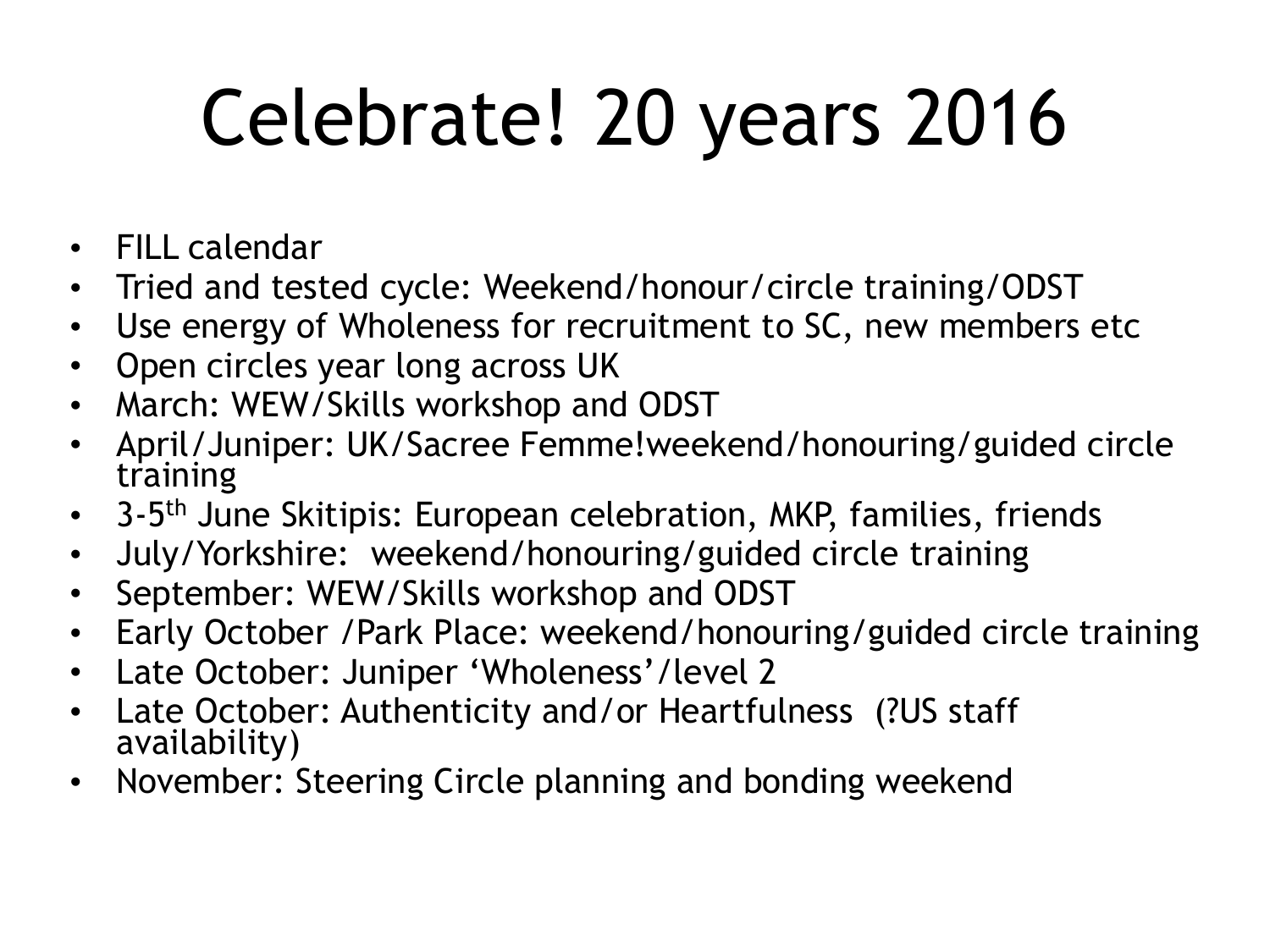# Celebrate! 20 years 2016

- FILL calendar
- Tried and tested cycle: Weekend/honour/circle training/ODST
- Use energy of Wholeness for recruitment to SC, new members etc
- Open circles year long across UK
- March: WEW/Skills workshop and ODST
- April/Juniper: UK/Sacree Femme!weekend/honouring/guided circle training
- 3-5th June Skitipis: European celebration, MKP, families, friends
- July/Yorkshire: weekend/honouring/guided circle training
- September: WEW/Skills workshop and ODST
- Early October /Park Place: weekend/honouring/guided circle training
- Late October: Juniper 'Wholeness'/level 2
- Late October: Authenticity and/or Heartfulness (?US staff availability)
- November: Steering Circle planning and bonding weekend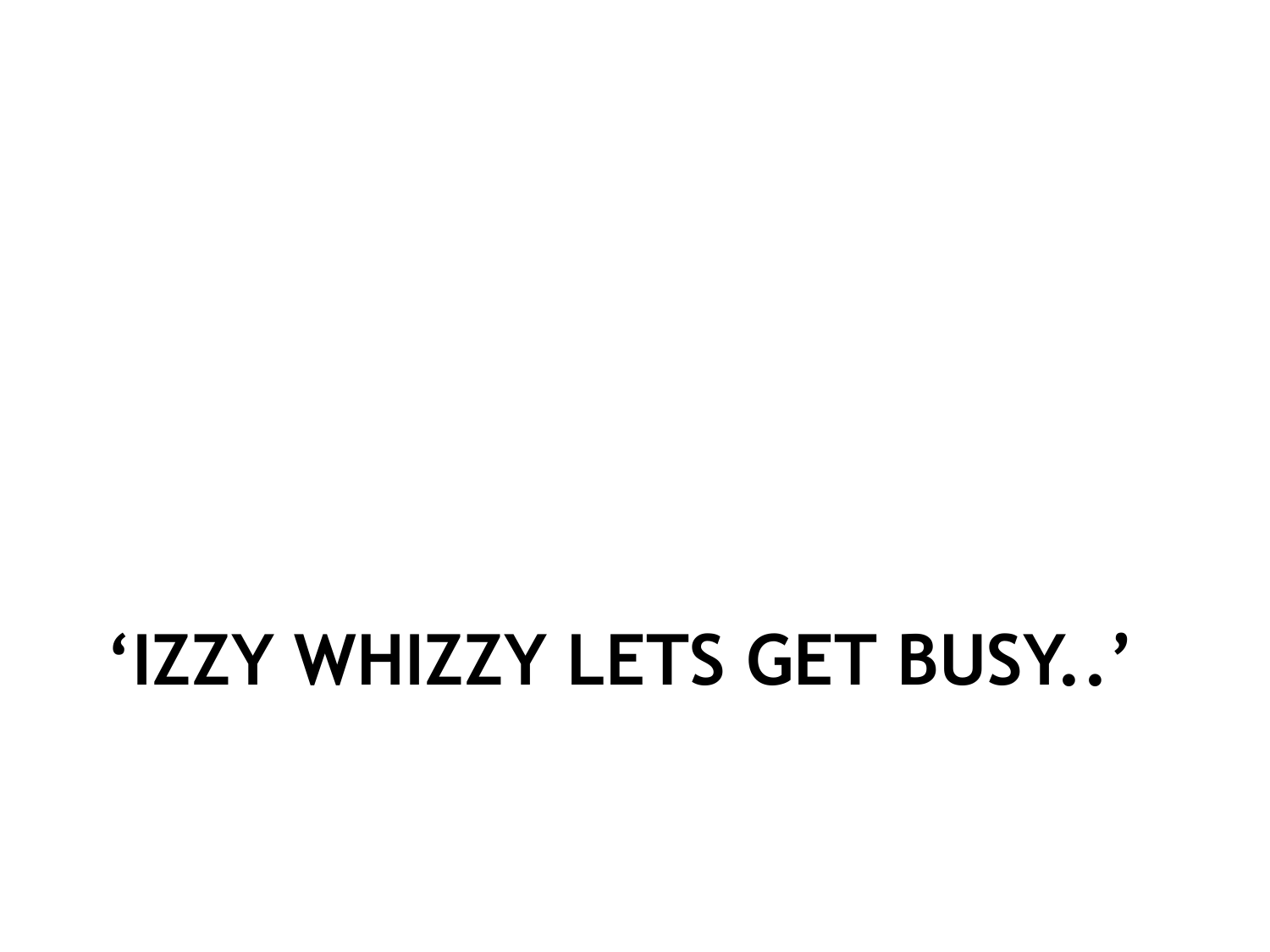# ‘IZZY WHIZZY LETS GET BUSY..’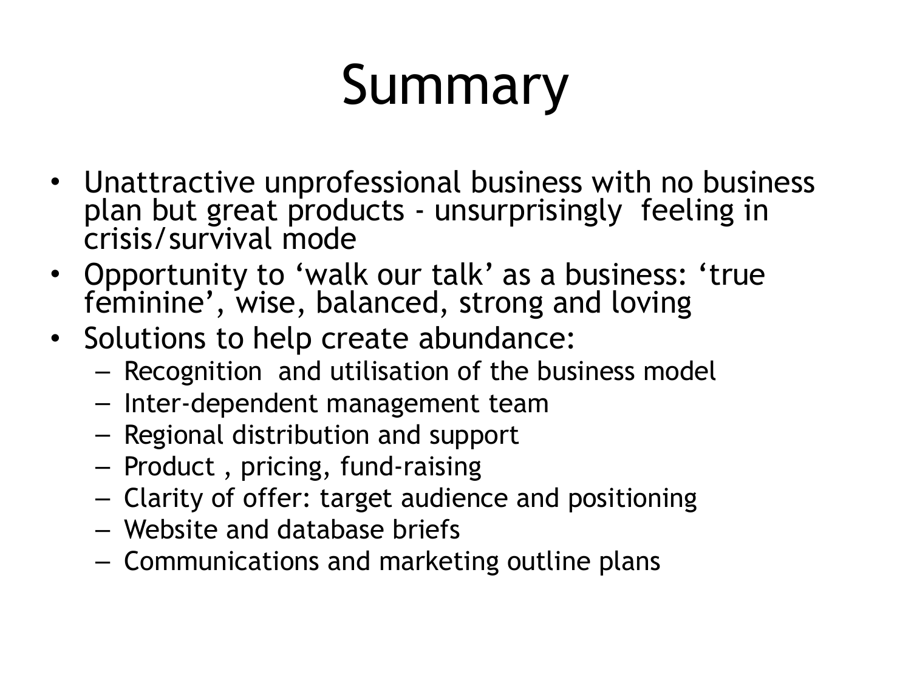# Summary

- Unattractive unprofessional business with no business plan but great products - unsurprisingly feeling in crisis/survival mode
- Opportunity to 'walk our talk' as a business: 'true feminine', wise, balanced, strong and loving
- Solutions to help create abundance:
  - Recognition and utilisation of the business model
  - Inter-dependent management team
  - Regional distribution and support
  - Product , pricing, fund-raising
  - Clarity of offer: target audience and positioning
  - Website and database briefs
  - Communications and marketing outline plans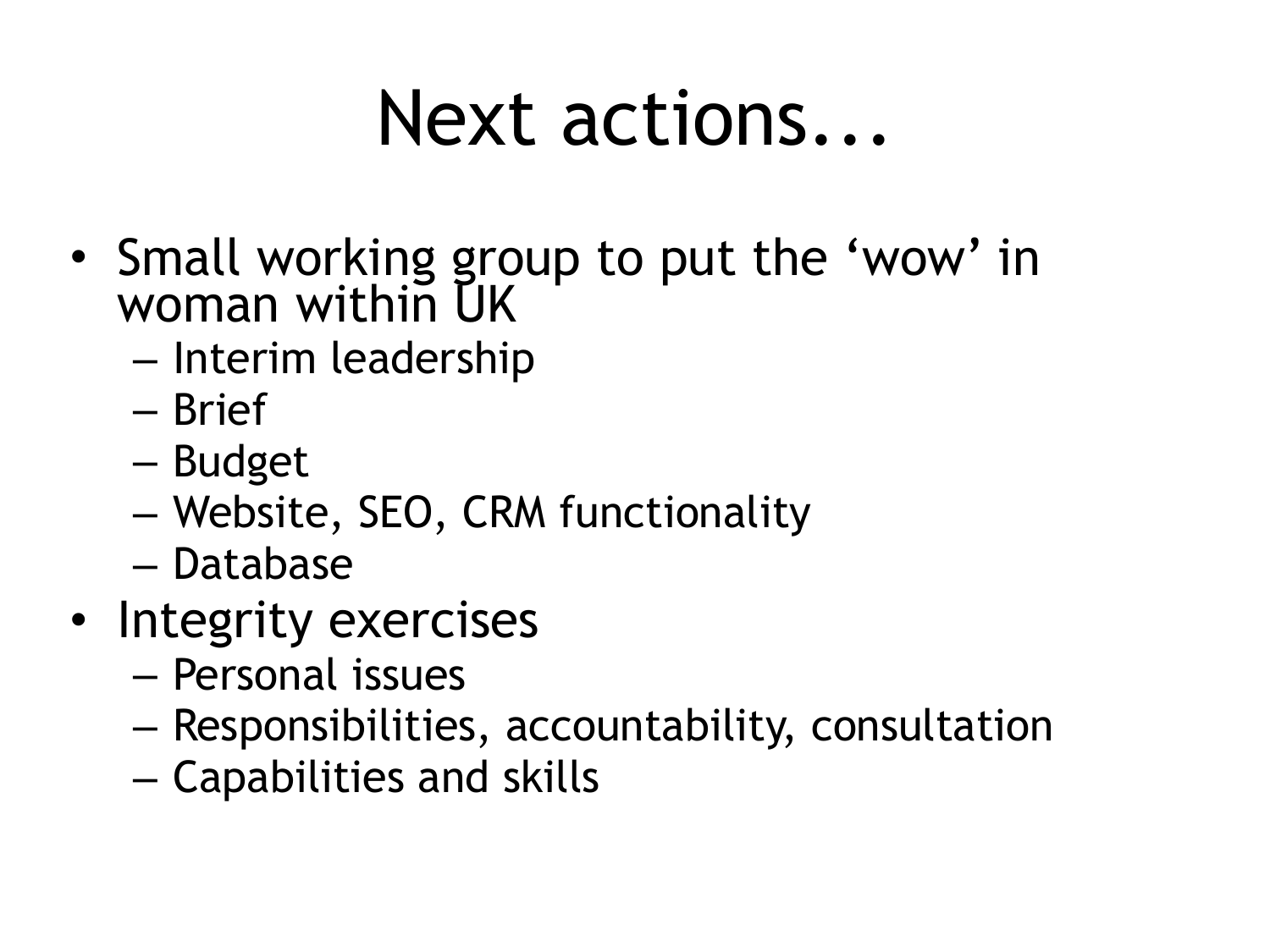# Next actions...

- Small working group to put the ‘wow’ in woman within UK
  - Interim leadership
  - Brief
  - Budget
  - Website, SEO, CRM functionality
  - Database
- Integrity exercises
  - Personal issues
  - Responsibilities, accountability, consultation
  - Capabilities and skills